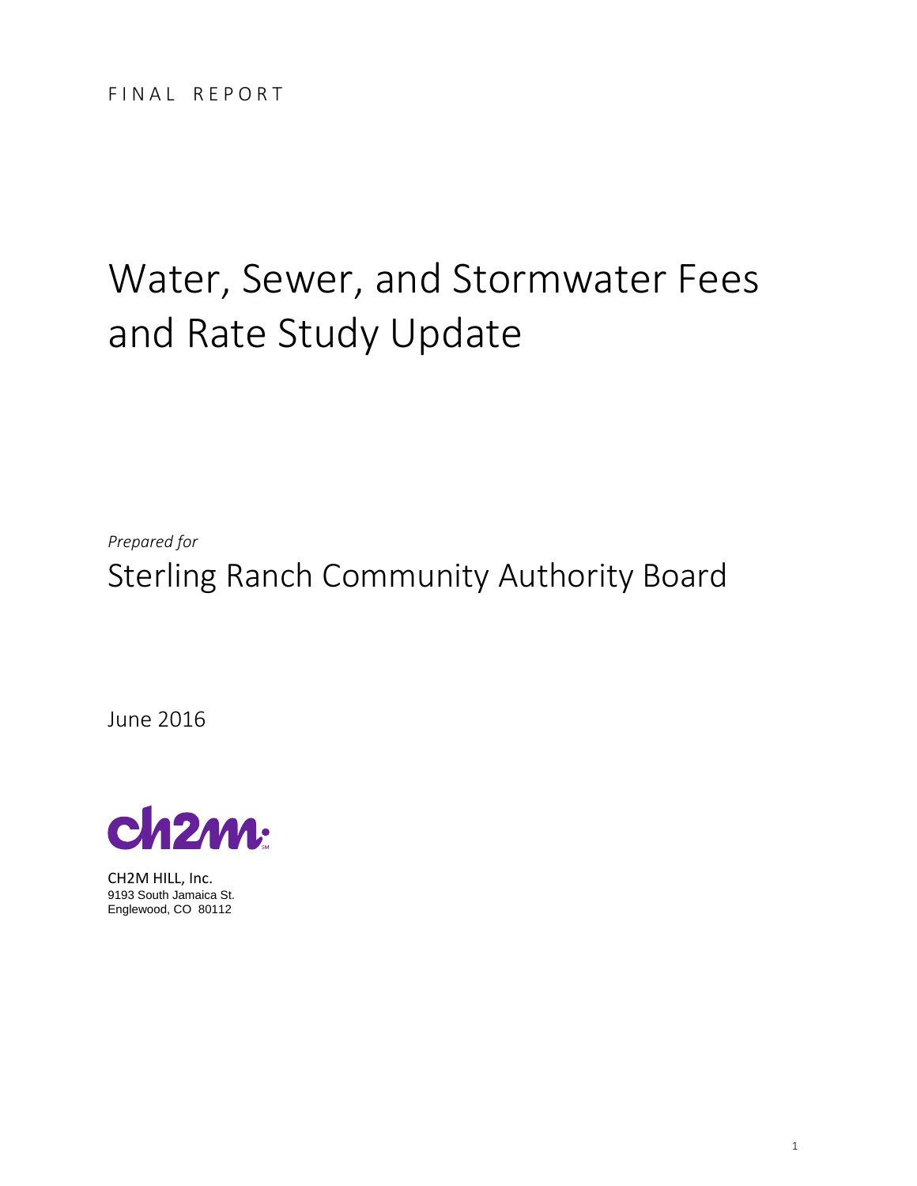FINAL REPORT

# Water, Sewer, and Stormwater Fees and Rate Study Update

*Prepared for*

## Sterling Ranch Community Authority Board

June 2016

CH2M HILL, Inc.
9193 South Jamaica St.
Englewood, CO 80112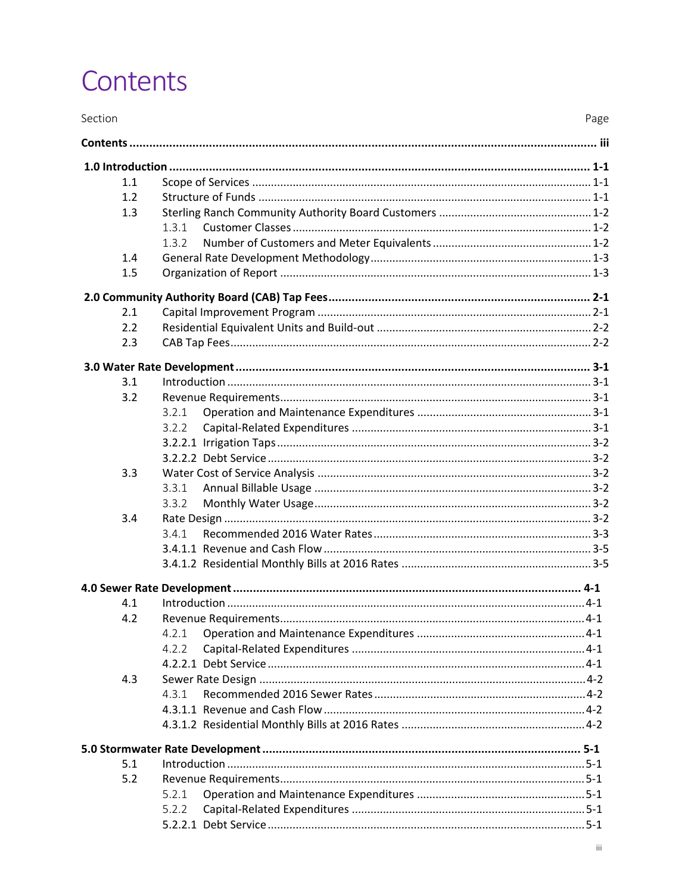# Contents

| Section | | Page |
|---|---|---|
| **Contents** | | **iii** |
| **1.0 Introduction** | | **1-1** |
| 1.1 | Scope of Services | 1-1 |
| 1.2 | Structure of Funds | 1-1 |
| 1.3 | Sterling Ranch Community Authority Board Customers | 1-2 |
| | 1.3.1 Customer Classes | 1-2 |
| | 1.3.2 Number of Customers and Meter Equivalents | 1-2 |
| 1.4 | General Rate Development Methodology | 1-3 |
| 1.5 | Organization of Report | 1-3 |
| **2.0 Community Authority Board (CAB) Tap Fees** | | **2-1** |
| 2.1 | Capital Improvement Program | 2-1 |
| 2.2 | Residential Equivalent Units and Build-out | 2-2 |
| 2.3 | CAB Tap Fees | 2-2 |
| **3.0 Water Rate Development** | | **3-1** |
| 3.1 | Introduction | 3-1 |
| 3.2 | Revenue Requirements | 3-1 |
| | 3.2.1 Operation and Maintenance Expenditures | 3-1 |
| | 3.2.2 Capital-Related Expenditures | 3-1 |
| | 3.2.2.1 Irrigation Taps | 3-2 |
| | 3.2.2.2 Debt Service | 3-2 |
| 3.3 | Water Cost of Service Analysis | 3-2 |
| | 3.3.1 Annual Billable Usage | 3-2 |
| | 3.3.2 Monthly Water Usage | 3-2 |
| 3.4 | Rate Design | 3-2 |
| | 3.4.1 Recommended 2016 Water Rates | 3-3 |
| | 3.4.1.1 Revenue and Cash Flow | 3-5 |
| | 3.4.1.2 Residential Monthly Bills at 2016 Rates | 3-5 |
| **4.0 Sewer Rate Development** | | **4-1** |
| 4.1 | Introduction | 4-1 |
| 4.2 | Revenue Requirements | 4-1 |
| | 4.2.1 Operation and Maintenance Expenditures | 4-1 |
| | 4.2.2 Capital-Related Expenditures | 4-1 |
| | 4.2.2.1 Debt Service | 4-1 |
| 4.3 | Sewer Rate Design | 4-2 |
| | 4.3.1 Recommended 2016 Sewer Rates | 4-2 |
| | 4.3.1.1 Revenue and Cash Flow | 4-2 |
| | 4.3.1.2 Residential Monthly Bills at 2016 Rates | 4-2 |
| **5.0 Stormwater Rate Development** | | **5-1** |
| 5.1 | Introduction | 5-1 |
| 5.2 | Revenue Requirements | 5-1 |
| | 5.2.1 Operation and Maintenance Expenditures | 5-1 |
| | 5.2.2 Capital-Related Expenditures | 5-1 |
| | 5.2.2.1 Debt Service | 5-1 |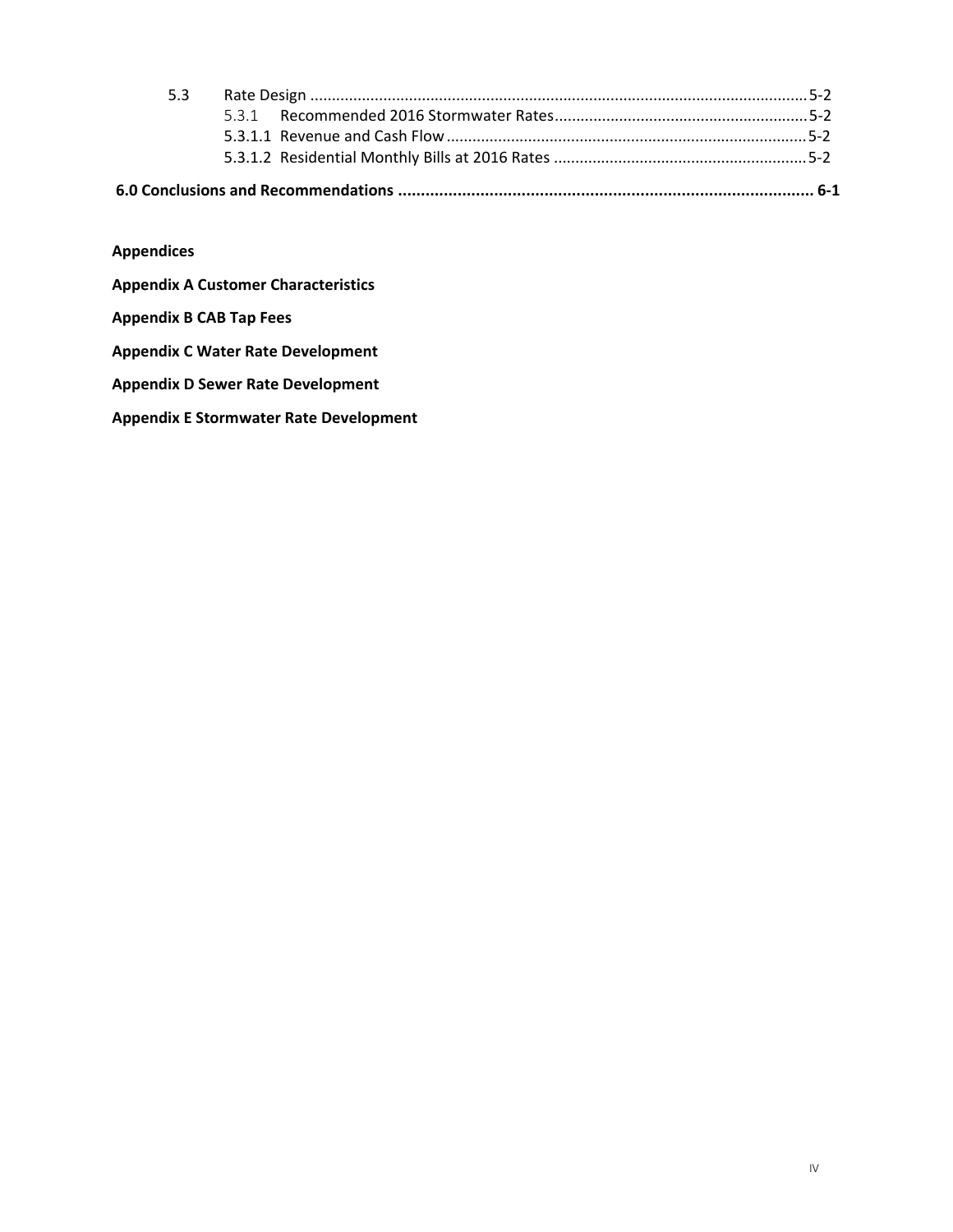5.3 Rate Design ..................................................................................................................... 5-2
    5.3.1 Recommended 2016 Stormwater Rates ........................................................... 5-2
    5.3.1.1 Revenue and Cash Flow .................................................................................... 5-2
    5.3.1.2 Residential Monthly Bills at 2016 Rates ........................................................... 5-2

**6.0 Conclusions and Recommendations ........................................................................................... 6-1**

**Appendices**

**Appendix A Customer Characteristics**

**Appendix B CAB Tap Fees**

**Appendix C Water Rate Development**

**Appendix D Sewer Rate Development**

**Appendix E Stormwater Rate Development**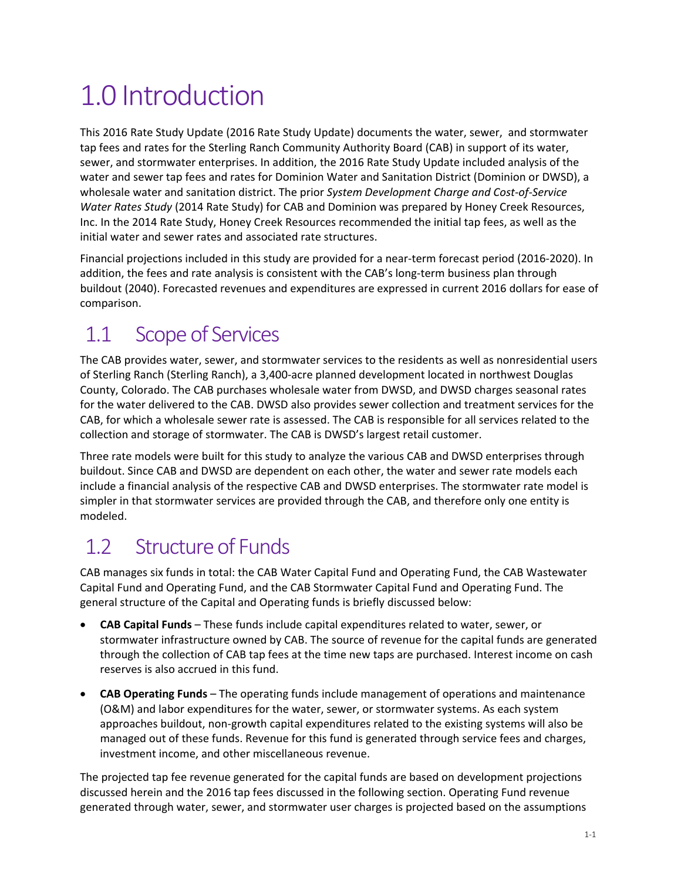# 1.0 Introduction

This 2016 Rate Study Update (2016 Rate Study Update) documents the water, sewer, and stormwater tap fees and rates for the Sterling Ranch Community Authority Board (CAB) in support of its water, sewer, and stormwater enterprises. In addition, the 2016 Rate Study Update included analysis of the water and sewer tap fees and rates for Dominion Water and Sanitation District (Dominion or DWSD), a wholesale water and sanitation district. The prior *System Development Charge and Cost-of-Service Water Rates Study* (2014 Rate Study) for CAB and Dominion was prepared by Honey Creek Resources, Inc. In the 2014 Rate Study, Honey Creek Resources recommended the initial tap fees, as well as the initial water and sewer rates and associated rate structures.

Financial projections included in this study are provided for a near-term forecast period (2016-2020). In addition, the fees and rate analysis is consistent with the CAB's long-term business plan through buildout (2040). Forecasted revenues and expenditures are expressed in current 2016 dollars for ease of comparison.

## 1.1 Scope of Services

The CAB provides water, sewer, and stormwater services to the residents as well as nonresidential users of Sterling Ranch (Sterling Ranch), a 3,400-acre planned development located in northwest Douglas County, Colorado. The CAB purchases wholesale water from DWSD, and DWSD charges seasonal rates for the water delivered to the CAB. DWSD also provides sewer collection and treatment services for the CAB, for which a wholesale sewer rate is assessed. The CAB is responsible for all services related to the collection and storage of stormwater. The CAB is DWSD's largest retail customer.

Three rate models were built for this study to analyze the various CAB and DWSD enterprises through buildout. Since CAB and DWSD are dependent on each other, the water and sewer rate models each include a financial analysis of the respective CAB and DWSD enterprises. The stormwater rate model is simpler in that stormwater services are provided through the CAB, and therefore only one entity is modeled.

## 1.2 Structure of Funds

CAB manages six funds in total: the CAB Water Capital Fund and Operating Fund, the CAB Wastewater Capital Fund and Operating Fund, and the CAB Stormwater Capital Fund and Operating Fund. The general structure of the Capital and Operating funds is briefly discussed below:

- **CAB Capital Funds** – These funds include capital expenditures related to water, sewer, or stormwater infrastructure owned by CAB. The source of revenue for the capital funds are generated through the collection of CAB tap fees at the time new taps are purchased. Interest income on cash reserves is also accrued in this fund.

- **CAB Operating Funds** – The operating funds include management of operations and maintenance (O&M) and labor expenditures for the water, sewer, or stormwater systems. As each system approaches buildout, non-growth capital expenditures related to the existing systems will also be managed out of these funds. Revenue for this fund is generated through service fees and charges, investment income, and other miscellaneous revenue.

The projected tap fee revenue generated for the capital funds are based on development projections discussed herein and the 2016 tap fees discussed in the following section. Operating Fund revenue generated through water, sewer, and stormwater user charges is projected based on the assumptions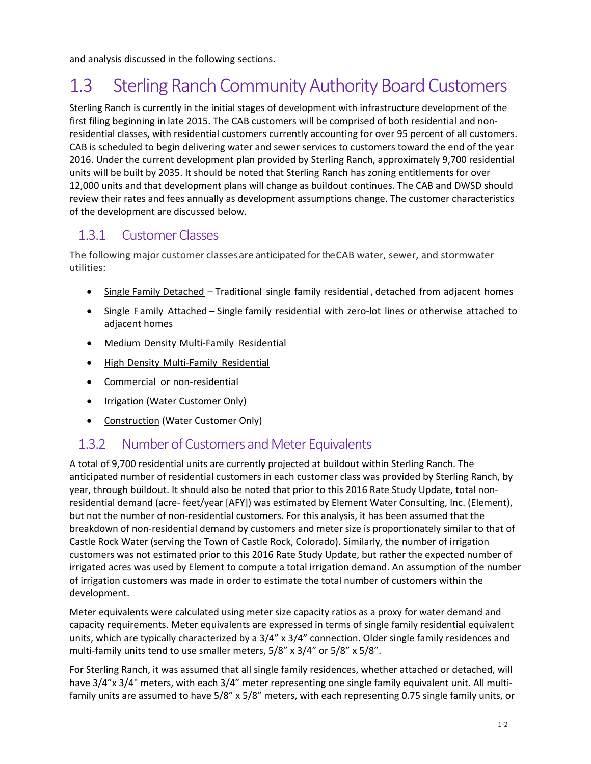and analysis discussed in the following sections.

## 1.3 Sterling Ranch Community Authority Board Customers

Sterling Ranch is currently in the initial stages of development with infrastructure development of the first filing beginning in late 2015. The CAB customers will be comprised of both residential and non-residential classes, with residential customers currently accounting for over 95 percent of all customers. CAB is scheduled to begin delivering water and sewer services to customers toward the end of the year 2016. Under the current development plan provided by Sterling Ranch, approximately 9,700 residential units will be built by 2035. It should be noted that Sterling Ranch has zoning entitlements for over 12,000 units and that development plans will change as buildout continues. The CAB and DWSD should review their rates and fees annually as development assumptions change. The customer characteristics of the development are discussed below.

### 1.3.1 Customer Classes

The following major customer classes are anticipated for the CAB water, sewer, and stormwater utilities:

- Single Family Detached – Traditional single family residential, detached from adjacent homes
- Single Family Attached – Single family residential with zero-lot lines or otherwise attached to adjacent homes
- Medium Density Multi-Family Residential
- High Density Multi-Family Residential
- Commercial or non-residential
- Irrigation (Water Customer Only)
- Construction (Water Customer Only)

### 1.3.2 Number of Customers and Meter Equivalents

A total of 9,700 residential units are currently projected at buildout within Sterling Ranch. The anticipated number of residential customers in each customer class was provided by Sterling Ranch, by year, through buildout. It should also be noted that prior to this 2016 Rate Study Update, total non-residential demand (acre- feet/year [AFY]) was estimated by Element Water Consulting, Inc. (Element), but not the number of non-residential customers. For this analysis, it has been assumed that the breakdown of non-residential demand by customers and meter size is proportionately similar to that of Castle Rock Water (serving the Town of Castle Rock, Colorado). Similarly, the number of irrigation customers was not estimated prior to this 2016 Rate Study Update, but rather the expected number of irrigated acres was used by Element to compute a total irrigation demand. An assumption of the number of irrigation customers was made in order to estimate the total number of customers within the development.

Meter equivalents were calculated using meter size capacity ratios as a proxy for water demand and capacity requirements. Meter equivalents are expressed in terms of single family residential equivalent units, which are typically characterized by a 3/4" x 3/4" connection. Older single family residences and multi-family units tend to use smaller meters, 5/8" x 3/4" or 5/8" x 5/8".

For Sterling Ranch, it was assumed that all single family residences, whether attached or detached, will have 3/4"x 3/4" meters, with each 3/4" meter representing one single family equivalent unit. All multi-family units are assumed to have 5/8" x 5/8" meters, with each representing 0.75 single family units, or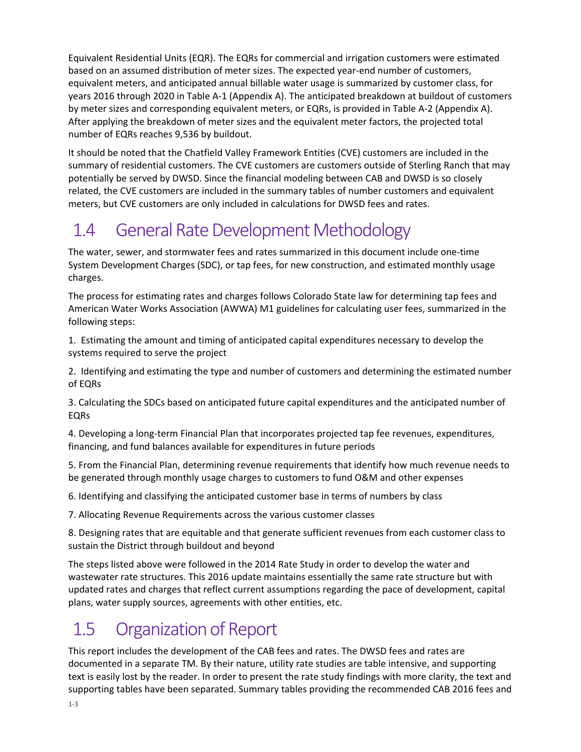Equivalent Residential Units (EQR). The EQRs for commercial and irrigation customers were estimated based on an assumed distribution of meter sizes. The expected year-end number of customers, equivalent meters, and anticipated annual billable water usage is summarized by customer class, for years 2016 through 2020 in Table A-1 (Appendix A). The anticipated breakdown at buildout of customers by meter sizes and corresponding equivalent meters, or EQRs, is provided in Table A-2 (Appendix A). After applying the breakdown of meter sizes and the equivalent meter factors, the projected total number of EQRs reaches 9,536 by buildout.

It should be noted that the Chatfield Valley Framework Entities (CVE) customers are included in the summary of residential customers. The CVE customers are customers outside of Sterling Ranch that may potentially be served by DWSD. Since the financial modeling between CAB and DWSD is so closely related, the CVE customers are included in the summary tables of number customers and equivalent meters, but CVE customers are only included in calculations for DWSD fees and rates.

## 1.4 General Rate Development Methodology

The water, sewer, and stormwater fees and rates summarized in this document include one-time System Development Charges (SDC), or tap fees, for new construction, and estimated monthly usage charges.

The process for estimating rates and charges follows Colorado State law for determining tap fees and American Water Works Association (AWWA) M1 guidelines for calculating user fees, summarized in the following steps:

1. Estimating the amount and timing of anticipated capital expenditures necessary to develop the systems required to serve the project
2. Identifying and estimating the type and number of customers and determining the estimated number of EQRs
3. Calculating the SDCs based on anticipated future capital expenditures and the anticipated number of EQRs
4. Developing a long-term Financial Plan that incorporates projected tap fee revenues, expenditures, financing, and fund balances available for expenditures in future periods
5. From the Financial Plan, determining revenue requirements that identify how much revenue needs to be generated through monthly usage charges to customers to fund O&M and other expenses
6. Identifying and classifying the anticipated customer base in terms of numbers by class
7. Allocating Revenue Requirements across the various customer classes
8. Designing rates that are equitable and that generate sufficient revenues from each customer class to sustain the District through buildout and beyond

The steps listed above were followed in the 2014 Rate Study in order to develop the water and wastewater rate structures. This 2016 update maintains essentially the same rate structure but with updated rates and charges that reflect current assumptions regarding the pace of development, capital plans, water supply sources, agreements with other entities, etc.

## 1.5 Organization of Report

This report includes the development of the CAB fees and rates. The DWSD fees and rates are documented in a separate TM. By their nature, utility rate studies are table intensive, and supporting text is easily lost by the reader. In order to present the rate study findings with more clarity, the text and supporting tables have been separated. Summary tables providing the recommended CAB 2016 fees and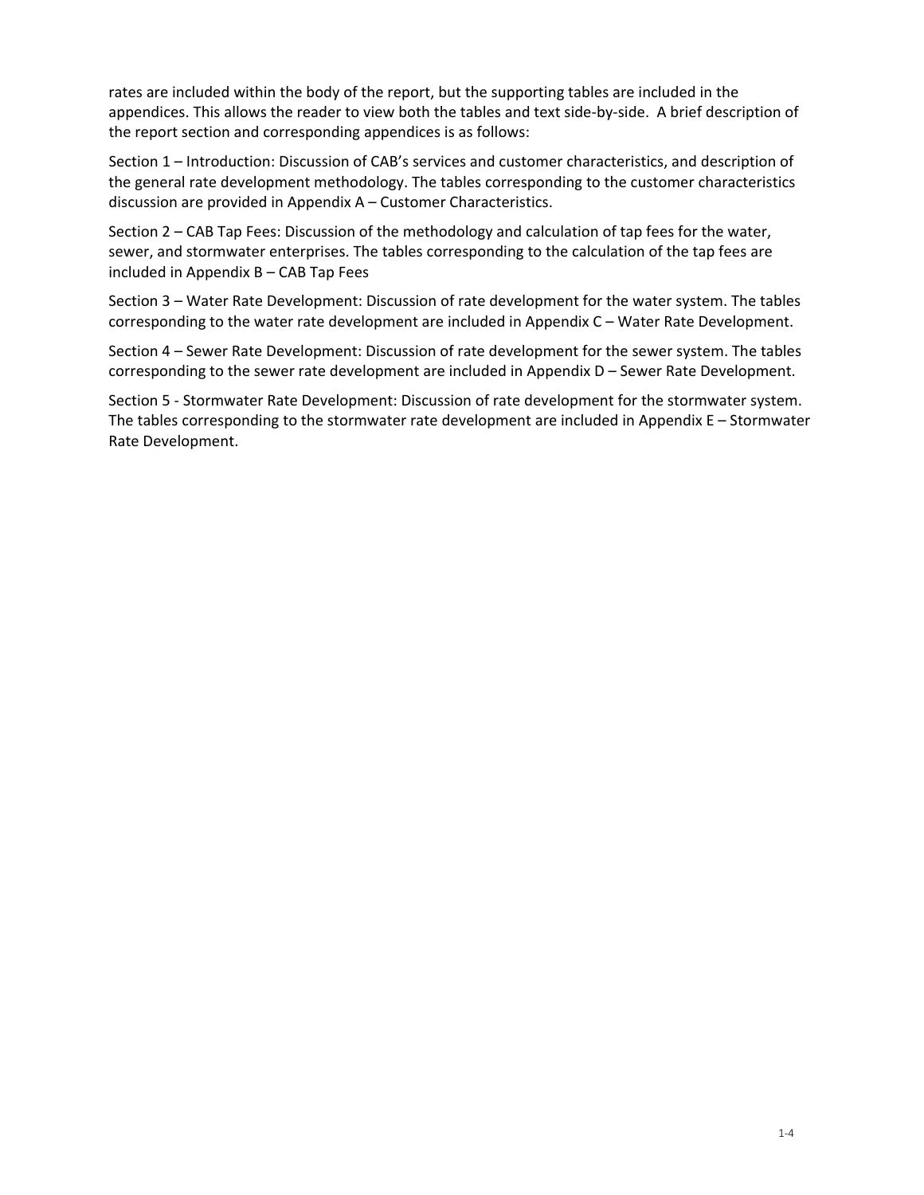rates are included within the body of the report, but the supporting tables are included in the appendices. This allows the reader to view both the tables and text side-by-side. A brief description of the report section and corresponding appendices is as follows:

Section 1 – Introduction: Discussion of CAB's services and customer characteristics, and description of the general rate development methodology. The tables corresponding to the customer characteristics discussion are provided in Appendix A – Customer Characteristics.

Section 2 – CAB Tap Fees: Discussion of the methodology and calculation of tap fees for the water, sewer, and stormwater enterprises. The tables corresponding to the calculation of the tap fees are included in Appendix B – CAB Tap Fees

Section 3 – Water Rate Development: Discussion of rate development for the water system. The tables corresponding to the water rate development are included in Appendix C – Water Rate Development.

Section 4 – Sewer Rate Development: Discussion of rate development for the sewer system. The tables corresponding to the sewer rate development are included in Appendix D – Sewer Rate Development.

Section 5 - Stormwater Rate Development: Discussion of rate development for the stormwater system. The tables corresponding to the stormwater rate development are included in Appendix E – Stormwater Rate Development.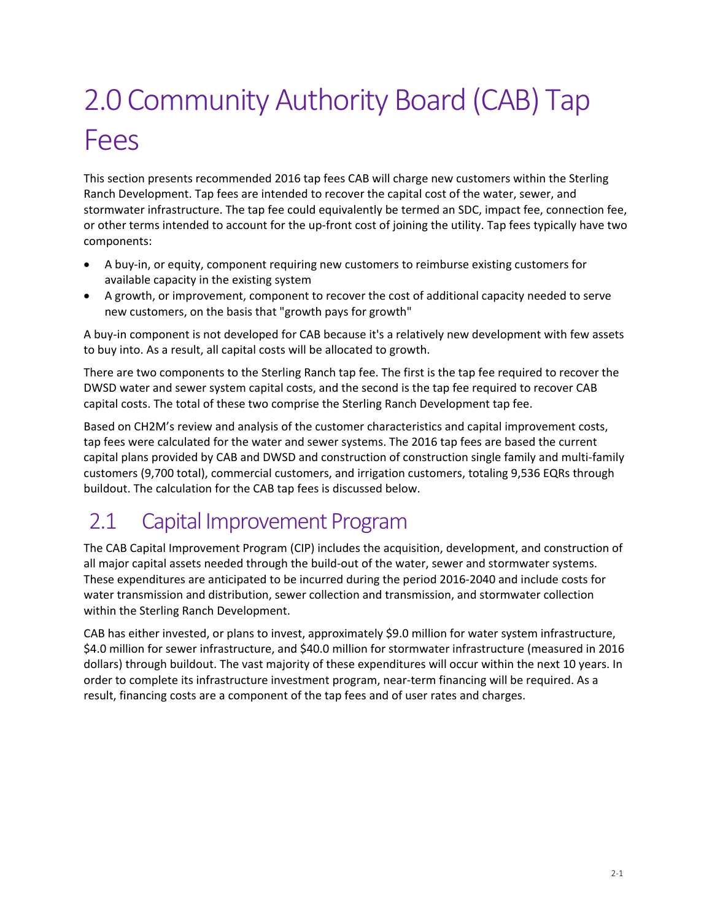# 2.0 Community Authority Board (CAB) Tap Fees

This section presents recommended 2016 tap fees CAB will charge new customers within the Sterling Ranch Development. Tap fees are intended to recover the capital cost of the water, sewer, and stormwater infrastructure. The tap fee could equivalently be termed an SDC, impact fee, connection fee, or other terms intended to account for the up-front cost of joining the utility. Tap fees typically have two components:

- A buy-in, or equity, component requiring new customers to reimburse existing customers for available capacity in the existing system
- A growth, or improvement, component to recover the cost of additional capacity needed to serve new customers, on the basis that "growth pays for growth"

A buy-in component is not developed for CAB because it's a relatively new development with few assets to buy into. As a result, all capital costs will be allocated to growth.

There are two components to the Sterling Ranch tap fee. The first is the tap fee required to recover the DWSD water and sewer system capital costs, and the second is the tap fee required to recover CAB capital costs. The total of these two comprise the Sterling Ranch Development tap fee.

Based on CH2M's review and analysis of the customer characteristics and capital improvement costs, tap fees were calculated for the water and sewer systems. The 2016 tap fees are based the current capital plans provided by CAB and DWSD and construction of construction single family and multi-family customers (9,700 total), commercial customers, and irrigation customers, totaling 9,536 EQRs through buildout. The calculation for the CAB tap fees is discussed below.

## 2.1 Capital Improvement Program

The CAB Capital Improvement Program (CIP) includes the acquisition, development, and construction of all major capital assets needed through the build-out of the water, sewer and stormwater systems. These expenditures are anticipated to be incurred during the period 2016-2040 and include costs for water transmission and distribution, sewer collection and transmission, and stormwater collection within the Sterling Ranch Development.

CAB has either invested, or plans to invest, approximately $9.0 million for water system infrastructure, $4.0 million for sewer infrastructure, and $40.0 million for stormwater infrastructure (measured in 2016 dollars) through buildout. The vast majority of these expenditures will occur within the next 10 years. In order to complete its infrastructure investment program, near-term financing will be required. As a result, financing costs are a component of the tap fees and of user rates and charges.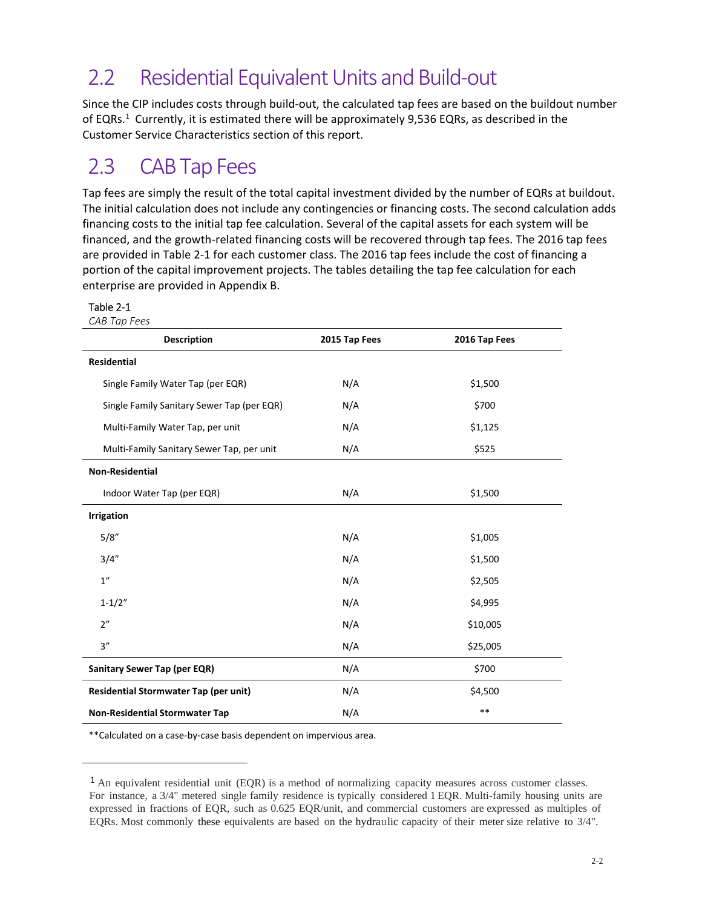## 2.2 Residential Equivalent Units and Build-out

Since the CIP includes costs through build-out, the calculated tap fees are based on the buildout number of EQRs.[1] Currently, it is estimated there will be approximately 9,536 EQRs, as described in the Customer Service Characteristics section of this report.

## 2.3 CAB Tap Fees

Tap fees are simply the result of the total capital investment divided by the number of EQRs at buildout. The initial calculation does not include any contingencies or financing costs. The second calculation adds financing costs to the initial tap fee calculation. Several of the capital assets for each system will be financed, and the growth-related financing costs will be recovered through tap fees. The 2016 tap fees are provided in Table 2-1 for each customer class. The 2016 tap fees include the cost of financing a portion of the capital improvement projects. The tables detailing the tap fee calculation for each enterprise are provided in Appendix B.

Table 2-1
*CAB Tap Fees*

| Description | 2015 Tap Fees | 2016 Tap Fees |
|---|---|---|
| **Residential** | | |
| Single Family Water Tap (per EQR) | N/A | $1,500 |
| Single Family Sanitary Sewer Tap (per EQR) | N/A | $700 |
| Multi-Family Water Tap, per unit | N/A | $1,125 |
| Multi-Family Sanitary Sewer Tap, per unit | N/A | $525 |
| **Non-Residential** | | |
| Indoor Water Tap (per EQR) | N/A | $1,500 |
| **Irrigation** | | |
| 5/8" | N/A | $1,005 |
| 3/4" | N/A | $1,500 |
| 1" | N/A | $2,505 |
| 1-1/2" | N/A | $4,995 |
| 2" | N/A | $10,005 |
| 3" | N/A | $25,005 |
| **Sanitary Sewer Tap (per EQR)** | N/A | $700 |
| **Residential Stormwater Tap (per unit)** | N/A | $4,500 |
| **Non-Residential Stormwater Tap** | N/A | ** |

**Calculated on a case-by-case basis dependent on impervious area.

[1] An equivalent residential unit (EQR) is a method of normalizing capacity measures across customer classes. For instance, a 3/4" metered single family residence is typically considered 1 EQR. Multi-family housing units are expressed in fractions of EQR, such as 0.625 EQR/unit, and commercial customers are expressed as multiples of EQRs. Most commonly these equivalents are based on the hydraulic capacity of their meter size relative to 3/4".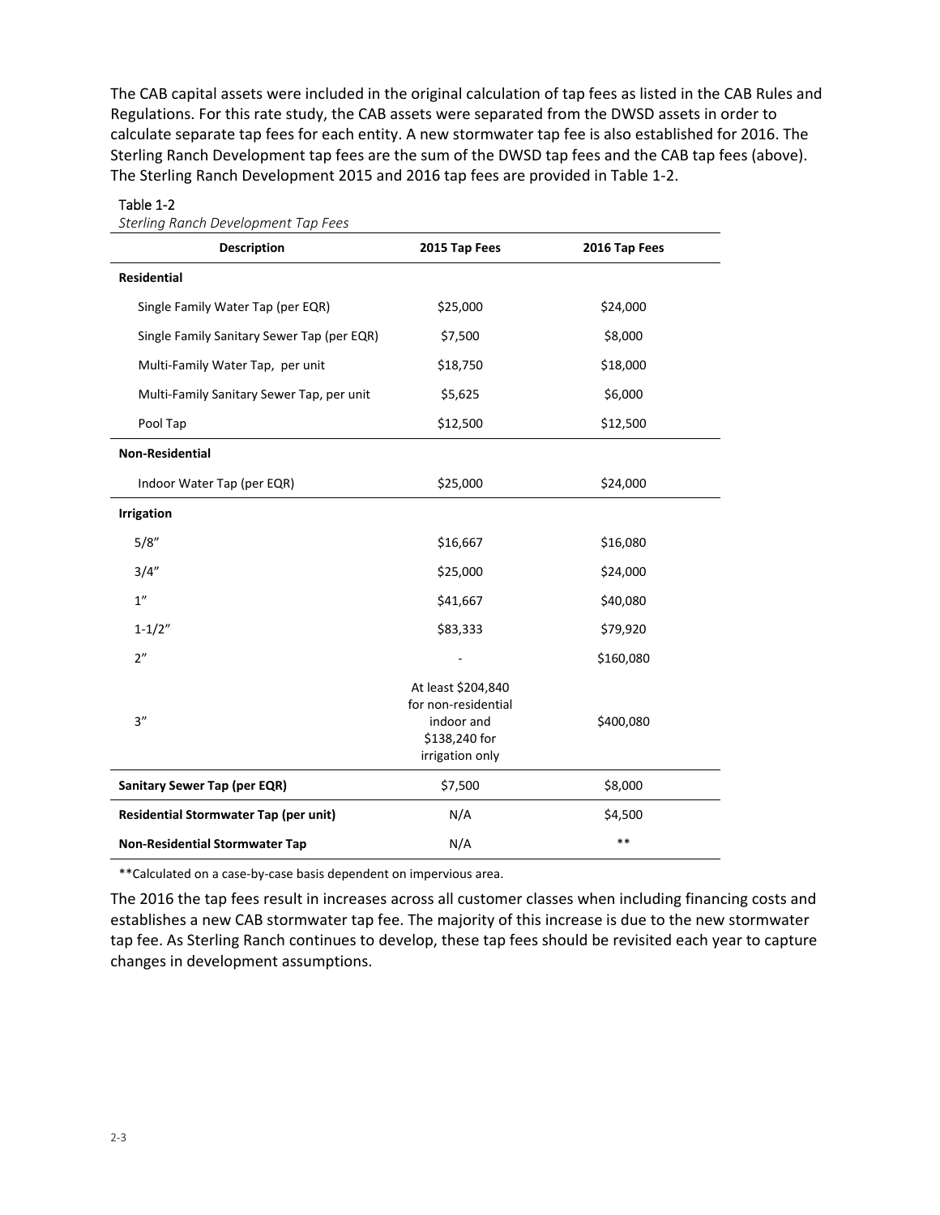The CAB capital assets were included in the original calculation of tap fees as listed in the CAB Rules and Regulations. For this rate study, the CAB assets were separated from the DWSD assets in order to calculate separate tap fees for each entity. A new stormwater tap fee is also established for 2016. The Sterling Ranch Development tap fees are the sum of the DWSD tap fees and the CAB tap fees (above). The Sterling Ranch Development 2015 and 2016 tap fees are provided in Table 1-2.

Table 1-2
*Sterling Ranch Development Tap Fees*

| Description | 2015 Tap Fees | 2016 Tap Fees |
|---|---|---|
| **Residential** | | |
| Single Family Water Tap (per EQR) | $25,000 | $24,000 |
| Single Family Sanitary Sewer Tap (per EQR) | $7,500 | $8,000 |
| Multi-Family Water Tap, per unit | $18,750 | $18,000 |
| Multi-Family Sanitary Sewer Tap, per unit | $5,625 | $6,000 |
| Pool Tap | $12,500 | $12,500 |
| **Non-Residential** | | |
| Indoor Water Tap (per EQR) | $25,000 | $24,000 |
| **Irrigation** | | |
| 5/8" | $16,667 | $16,080 |
| 3/4" | $25,000 | $24,000 |
| 1" | $41,667 | $40,080 |
| 1-1/2" | $83,333 | $79,920 |
| 2" | - | $160,080 |
| 3" | At least $204,840 for non-residential indoor and $138,240 for irrigation only | $400,080 |
| **Sanitary Sewer Tap (per EQR)** | $7,500 | $8,000 |
| **Residential Stormwater Tap (per unit)** | N/A | $4,500 |
| **Non-Residential Stormwater Tap** | N/A | ** |

**Calculated on a case-by-case basis dependent on impervious area.

The 2016 the tap fees result in increases across all customer classes when including financing costs and establishes a new CAB stormwater tap fee. The majority of this increase is due to the new stormwater tap fee. As Sterling Ranch continues to develop, these tap fees should be revisited each year to capture changes in development assumptions.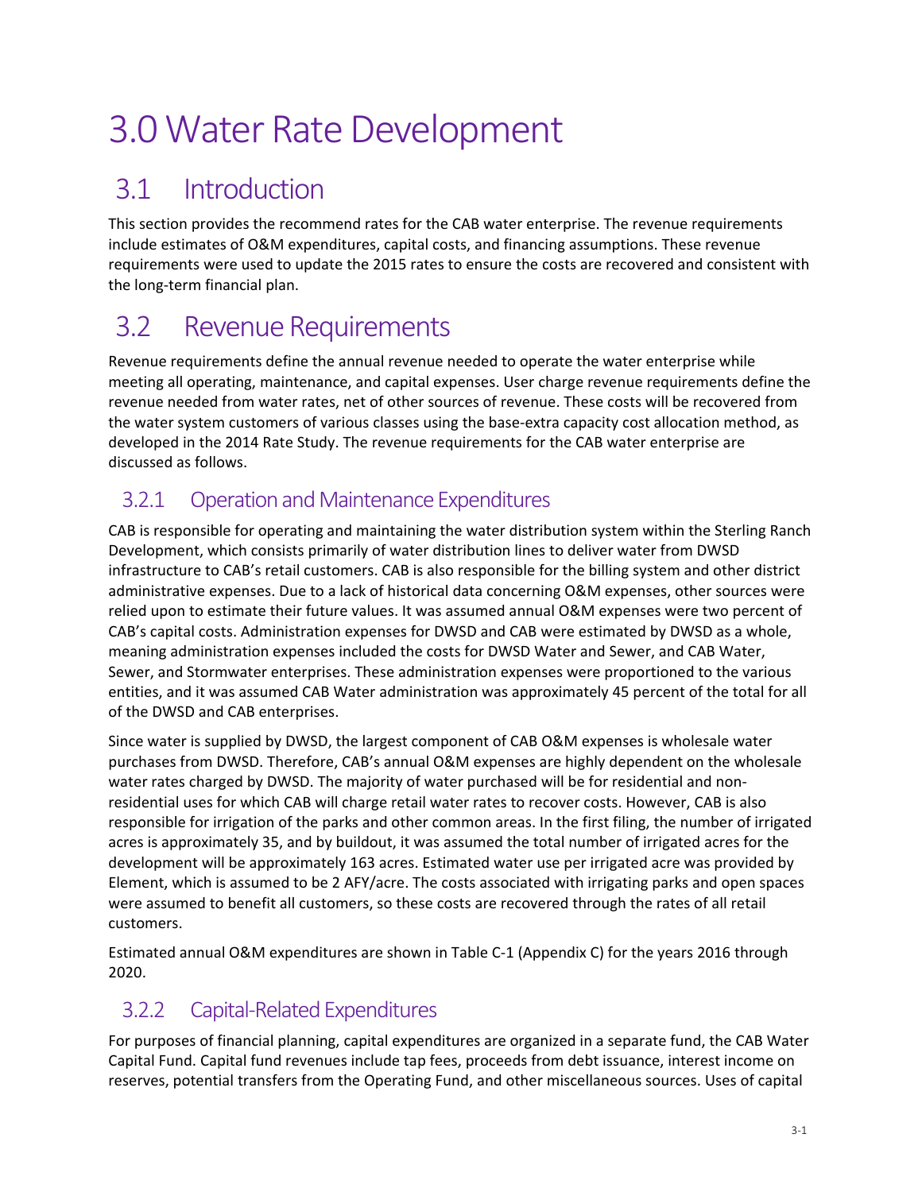# 3.0 Water Rate Development

## 3.1 Introduction

This section provides the recommend rates for the CAB water enterprise. The revenue requirements include estimates of O&M expenditures, capital costs, and financing assumptions. These revenue requirements were used to update the 2015 rates to ensure the costs are recovered and consistent with the long-term financial plan.

## 3.2 Revenue Requirements

Revenue requirements define the annual revenue needed to operate the water enterprise while meeting all operating, maintenance, and capital expenses. User charge revenue requirements define the revenue needed from water rates, net of other sources of revenue. These costs will be recovered from the water system customers of various classes using the base-extra capacity cost allocation method, as developed in the 2014 Rate Study. The revenue requirements for the CAB water enterprise are discussed as follows.

### 3.2.1 Operation and Maintenance Expenditures

CAB is responsible for operating and maintaining the water distribution system within the Sterling Ranch Development, which consists primarily of water distribution lines to deliver water from DWSD infrastructure to CAB's retail customers. CAB is also responsible for the billing system and other district administrative expenses. Due to a lack of historical data concerning O&M expenses, other sources were relied upon to estimate their future values. It was assumed annual O&M expenses were two percent of CAB's capital costs. Administration expenses for DWSD and CAB were estimated by DWSD as a whole, meaning administration expenses included the costs for DWSD Water and Sewer, and CAB Water, Sewer, and Stormwater enterprises. These administration expenses were proportioned to the various entities, and it was assumed CAB Water administration was approximately 45 percent of the total for all of the DWSD and CAB enterprises.

Since water is supplied by DWSD, the largest component of CAB O&M expenses is wholesale water purchases from DWSD. Therefore, CAB's annual O&M expenses are highly dependent on the wholesale water rates charged by DWSD. The majority of water purchased will be for residential and non-residential uses for which CAB will charge retail water rates to recover costs. However, CAB is also responsible for irrigation of the parks and other common areas. In the first filing, the number of irrigated acres is approximately 35, and by buildout, it was assumed the total number of irrigated acres for the development will be approximately 163 acres. Estimated water use per irrigated acre was provided by Element, which is assumed to be 2 AFY/acre. The costs associated with irrigating parks and open spaces were assumed to benefit all customers, so these costs are recovered through the rates of all retail customers.

Estimated annual O&M expenditures are shown in Table C-1 (Appendix C) for the years 2016 through 2020.

### 3.2.2 Capital-Related Expenditures

For purposes of financial planning, capital expenditures are organized in a separate fund, the CAB Water Capital Fund. Capital fund revenues include tap fees, proceeds from debt issuance, interest income on reserves, potential transfers from the Operating Fund, and other miscellaneous sources. Uses of capital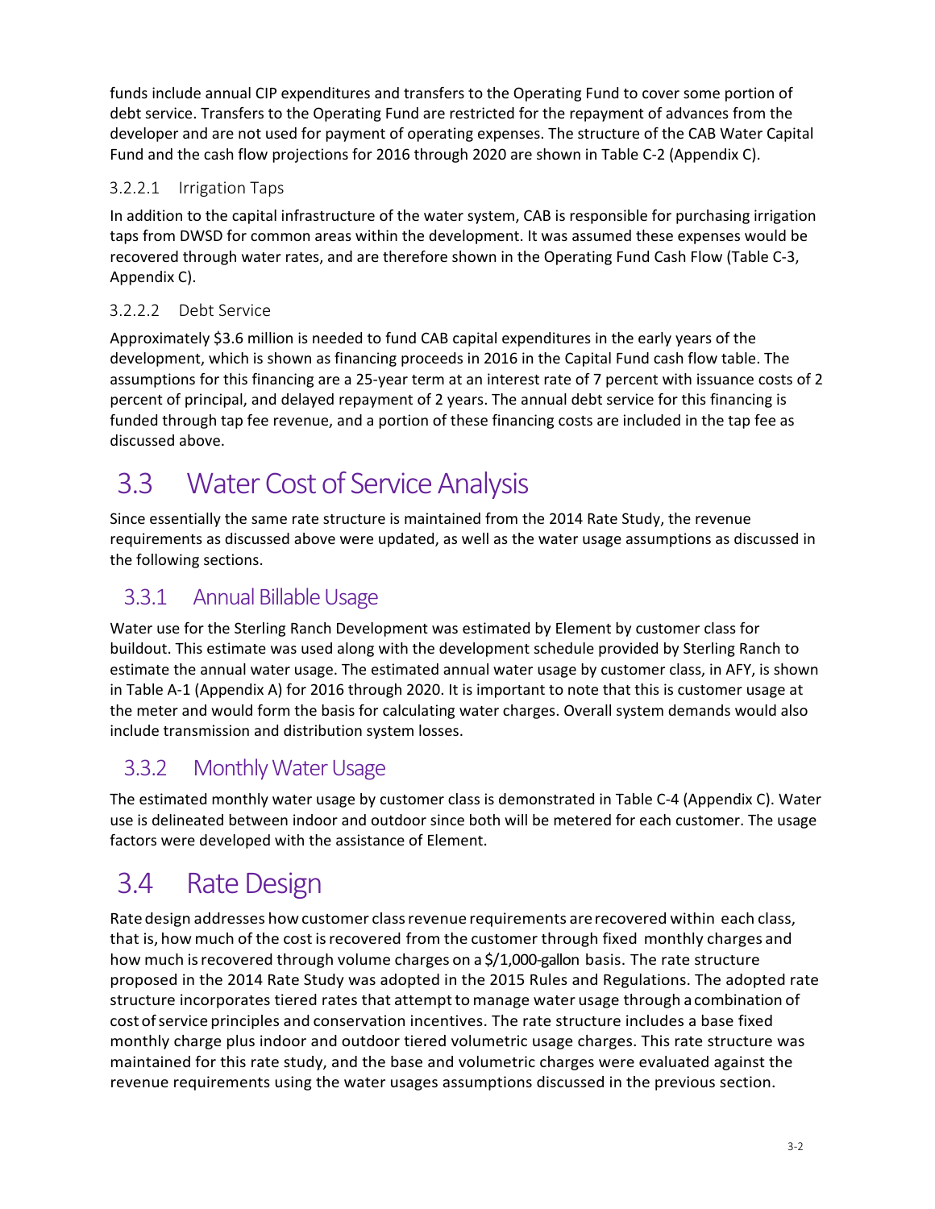funds include annual CIP expenditures and transfers to the Operating Fund to cover some portion of debt service. Transfers to the Operating Fund are restricted for the repayment of advances from the developer and are not used for payment of operating expenses. The structure of the CAB Water Capital Fund and the cash flow projections for 2016 through 2020 are shown in Table C-2 (Appendix C).

#### 3.2.2.1 Irrigation Taps

In addition to the capital infrastructure of the water system, CAB is responsible for purchasing irrigation taps from DWSD for common areas within the development. It was assumed these expenses would be recovered through water rates, and are therefore shown in the Operating Fund Cash Flow (Table C-3, Appendix C).

#### 3.2.2.2 Debt Service

Approximately $3.6 million is needed to fund CAB capital expenditures in the early years of the development, which is shown as financing proceeds in 2016 in the Capital Fund cash flow table. The assumptions for this financing are a 25-year term at an interest rate of 7 percent with issuance costs of 2 percent of principal, and delayed repayment of 2 years. The annual debt service for this financing is funded through tap fee revenue, and a portion of these financing costs are included in the tap fee as discussed above.

## 3.3 Water Cost of Service Analysis

Since essentially the same rate structure is maintained from the 2014 Rate Study, the revenue requirements as discussed above were updated, as well as the water usage assumptions as discussed in the following sections.

### 3.3.1 Annual Billable Usage

Water use for the Sterling Ranch Development was estimated by Element by customer class for buildout. This estimate was used along with the development schedule provided by Sterling Ranch to estimate the annual water usage. The estimated annual water usage by customer class, in AFY, is shown in Table A-1 (Appendix A) for 2016 through 2020. It is important to note that this is customer usage at the meter and would form the basis for calculating water charges. Overall system demands would also include transmission and distribution system losses.

### 3.3.2 Monthly Water Usage

The estimated monthly water usage by customer class is demonstrated in Table C-4 (Appendix C). Water use is delineated between indoor and outdoor since both will be metered for each customer. The usage factors were developed with the assistance of Element.

## 3.4 Rate Design

Rate design addresses how customer class revenue requirements are recovered within each class, that is, how much of the cost is recovered from the customer through fixed monthly charges and how much is recovered through volume charges on a $/1,000-gallon basis. The rate structure proposed in the 2014 Rate Study was adopted in the 2015 Rules and Regulations. The adopted rate structure incorporates tiered rates that attempt to manage water usage through a combination of cost of service principles and conservation incentives. The rate structure includes a base fixed monthly charge plus indoor and outdoor tiered volumetric usage charges. This rate structure was maintained for this rate study, and the base and volumetric charges were evaluated against the revenue requirements using the water usages assumptions discussed in the previous section.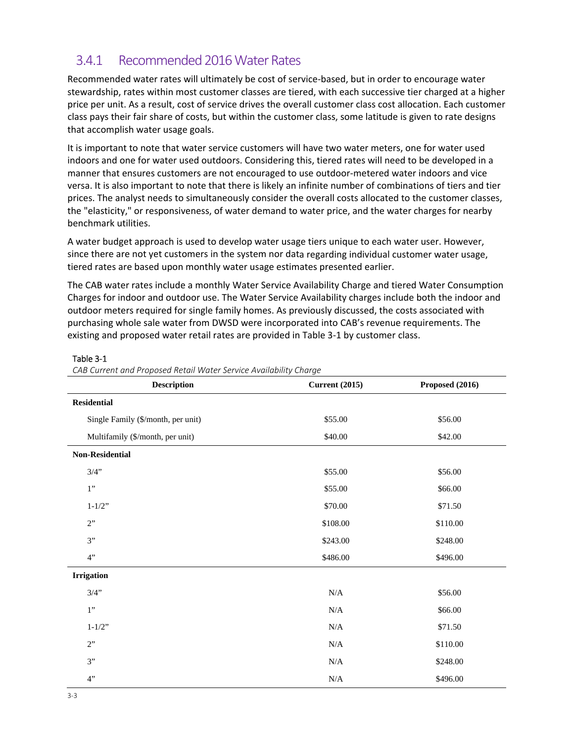### 3.4.1 Recommended 2016 Water Rates

Recommended water rates will ultimately be cost of service-based, but in order to encourage water stewardship, rates within most customer classes are tiered, with each successive tier charged at a higher price per unit. As a result, cost of service drives the overall customer class cost allocation. Each customer class pays their fair share of costs, but within the customer class, some latitude is given to rate designs that accomplish water usage goals.

It is important to note that water service customers will have two water meters, one for water used indoors and one for water used outdoors. Considering this, tiered rates will need to be developed in a manner that ensures customers are not encouraged to use outdoor-metered water indoors and vice versa. It is also important to note that there is likely an infinite number of combinations of tiers and tier prices. The analyst needs to simultaneously consider the overall costs allocated to the customer classes, the "elasticity," or responsiveness, of water demand to water price, and the water charges for nearby benchmark utilities.

A water budget approach is used to develop water usage tiers unique to each water user. However, since there are not yet customers in the system nor data regarding individual customer water usage, tiered rates are based upon monthly water usage estimates presented earlier.

The CAB water rates include a monthly Water Service Availability Charge and tiered Water Consumption Charges for indoor and outdoor use. The Water Service Availability charges include both the indoor and outdoor meters required for single family homes. As previously discussed, the costs associated with purchasing whole sale water from DWSD were incorporated into CAB's revenue requirements. The existing and proposed water retail rates are provided in Table 3-1 by customer class.

Table 3-1
*CAB Current and Proposed Retail Water Service Availability Charge*

| Description | Current (2015) | Proposed (2016) |
|---|---|---|
| **Residential** | | |
| Single Family ($/month, per unit) | $55.00 | $56.00 |
| Multifamily ($/month, per unit) | $40.00 | $42.00 |
| **Non-Residential** | | |
| 3/4" | $55.00 | $56.00 |
| 1" | $55.00 | $66.00 |
| 1-1/2" | $70.00 | $71.50 |
| 2" | $108.00 | $110.00 |
| 3" | $243.00 | $248.00 |
| 4" | $486.00 | $496.00 |
| **Irrigation** | | |
| 3/4" | N/A | $56.00 |
| 1" | N/A | $66.00 |
| 1-1/2" | N/A | $71.50 |
| 2" | N/A | $110.00 |
| 3" | N/A | $248.00 |
| 4" | N/A | $496.00 |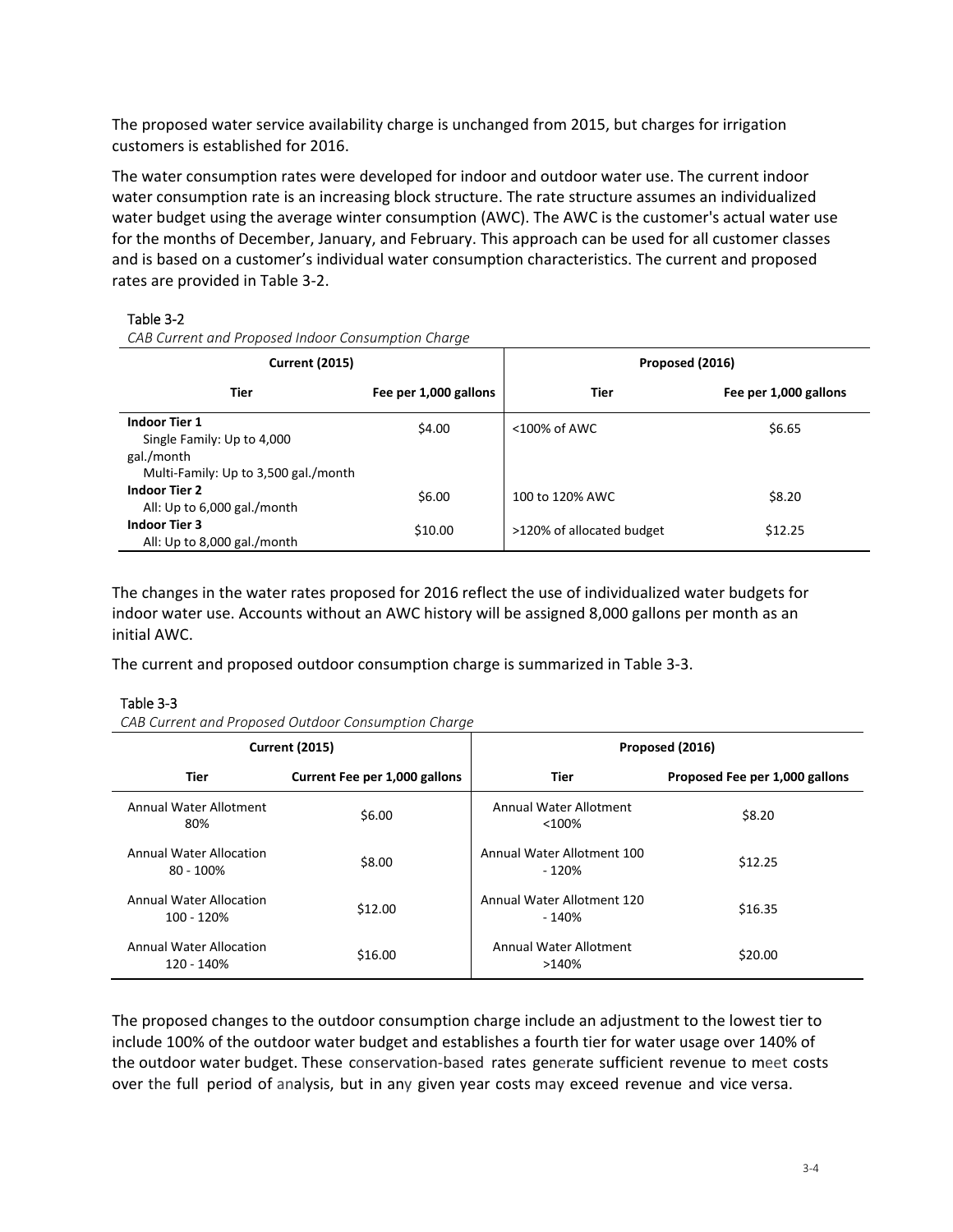The proposed water service availability charge is unchanged from 2015, but charges for irrigation customers is established for 2016.

The water consumption rates were developed for indoor and outdoor water use. The current indoor water consumption rate is an increasing block structure. The rate structure assumes an individualized water budget using the average winter consumption (AWC). The AWC is the customer's actual water use for the months of December, January, and February. This approach can be used for all customer classes and is based on a customer's individual water consumption characteristics. The current and proposed rates are provided in Table 3-2.

Table 3-2

*CAB Current and Proposed Indoor Consumption Charge*

| Current (2015) | | Proposed (2016) | |
|---|---|---|---|
| **Tier** | **Fee per 1,000 gallons** | **Tier** | **Fee per 1,000 gallons** |
| **Indoor Tier 1** Single Family: Up to 4,000 gal./month Multi-Family: Up to 3,500 gal./month | $4.00 | <100% of AWC | $6.65 |
| **Indoor Tier 2** All: Up to 6,000 gal./month | $6.00 | 100 to 120% AWC | $8.20 |
| **Indoor Tier 3** All: Up to 8,000 gal./month | $10.00 | >120% of allocated budget | $12.25 |

The changes in the water rates proposed for 2016 reflect the use of individualized water budgets for indoor water use. Accounts without an AWC history will be assigned 8,000 gallons per month as an initial AWC.

The current and proposed outdoor consumption charge is summarized in Table 3-3.

Table 3-3

*CAB Current and Proposed Outdoor Consumption Charge*

| Current (2015) | | Proposed (2016) | |
|---|---|---|---|
| **Tier** | **Current Fee per 1,000 gallons** | **Tier** | **Proposed Fee per 1,000 gallons** |
| Annual Water Allotment 80% | $6.00 | Annual Water Allotment <100% | $8.20 |
| Annual Water Allocation 80 - 100% | $8.00 | Annual Water Allotment 100 - 120% | $12.25 |
| Annual Water Allocation 100 - 120% | $12.00 | Annual Water Allotment 120 - 140% | $16.35 |
| Annual Water Allocation 120 - 140% | $16.00 | Annual Water Allotment >140% | $20.00 |

The proposed changes to the outdoor consumption charge include an adjustment to the lowest tier to include 100% of the outdoor water budget and establishes a fourth tier for water usage over 140% of the outdoor water budget. These conservation-based rates generate sufficient revenue to meet costs over the full period of analysis, but in any given year costs may exceed revenue and vice versa.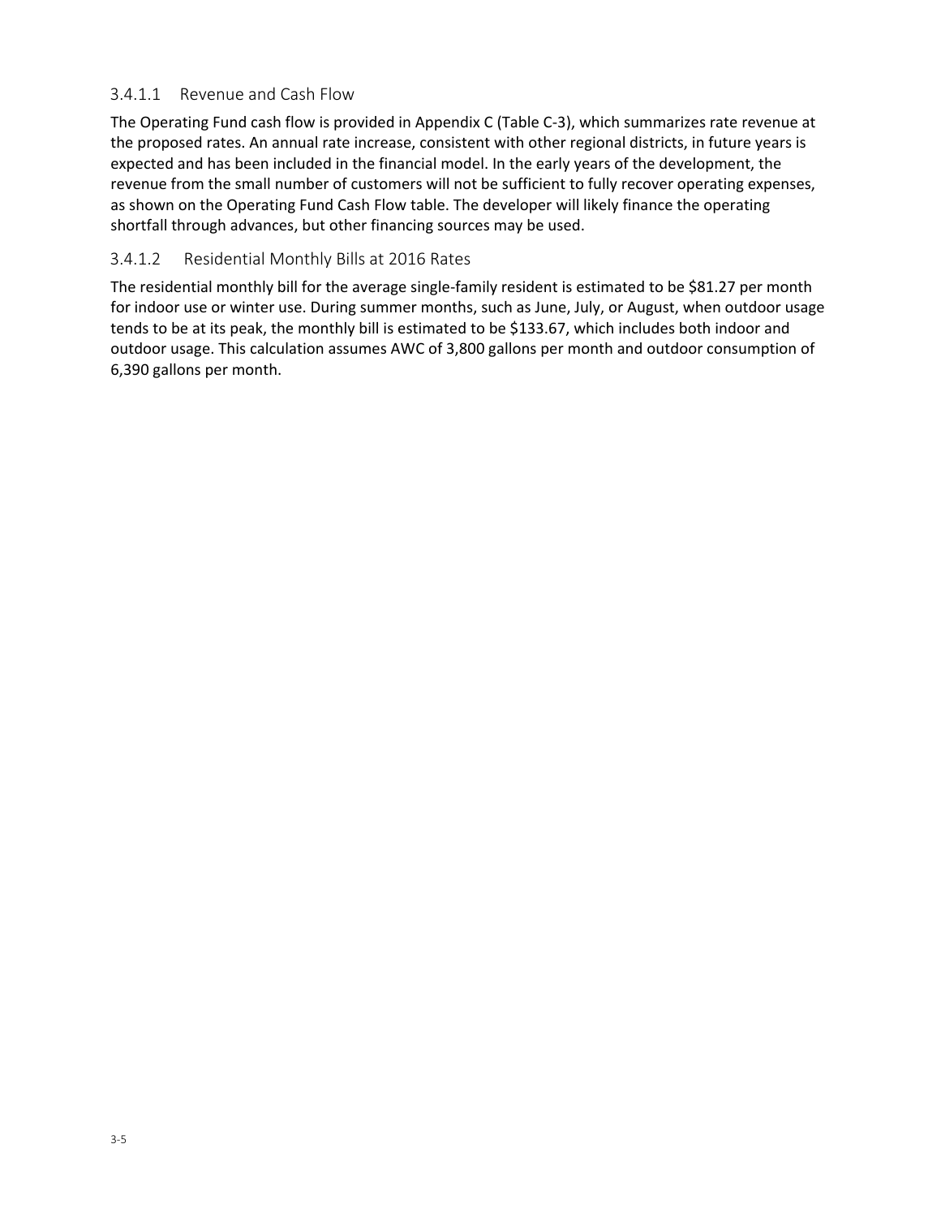#### 3.4.1.1 Revenue and Cash Flow

The Operating Fund cash flow is provided in Appendix C (Table C-3), which summarizes rate revenue at the proposed rates. An annual rate increase, consistent with other regional districts, in future years is expected and has been included in the financial model. In the early years of the development, the revenue from the small number of customers will not be sufficient to fully recover operating expenses, as shown on the Operating Fund Cash Flow table. The developer will likely finance the operating shortfall through advances, but other financing sources may be used.

#### 3.4.1.2 Residential Monthly Bills at 2016 Rates

The residential monthly bill for the average single-family resident is estimated to be $81.27 per month for indoor use or winter use. During summer months, such as June, July, or August, when outdoor usage tends to be at its peak, the monthly bill is estimated to be $133.67, which includes both indoor and outdoor usage. This calculation assumes AWC of 3,800 gallons per month and outdoor consumption of 6,390 gallons per month.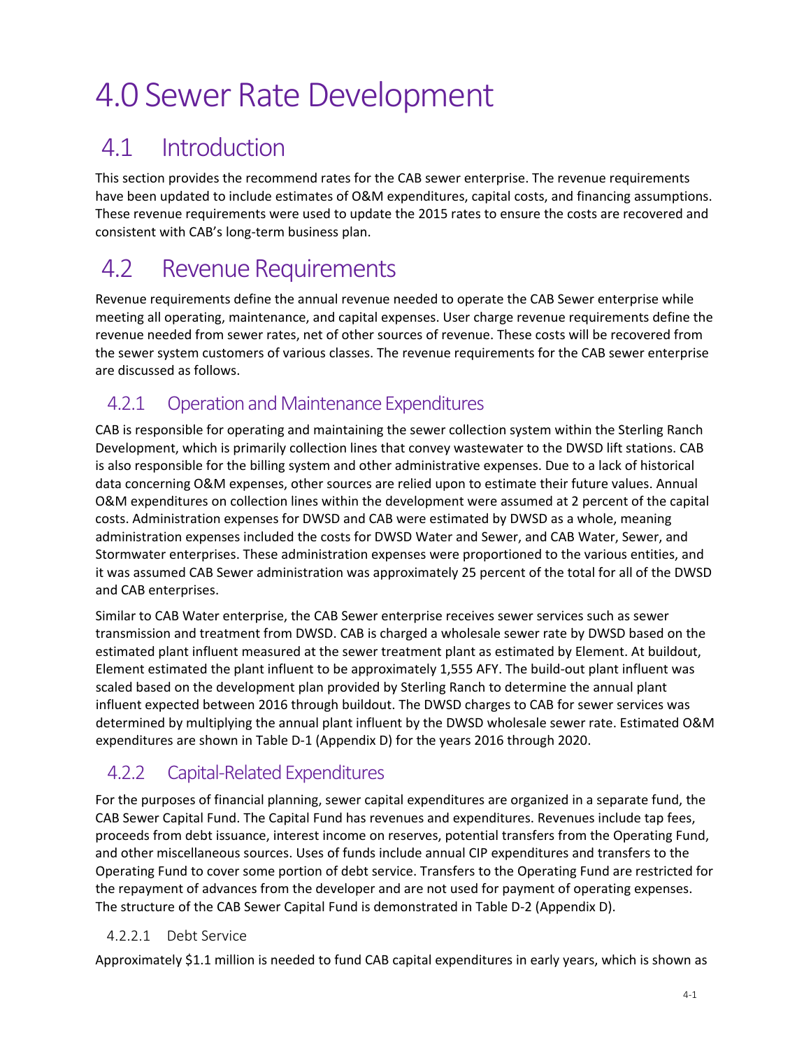# 4.0 Sewer Rate Development

## 4.1 Introduction

This section provides the recommend rates for the CAB sewer enterprise. The revenue requirements have been updated to include estimates of O&M expenditures, capital costs, and financing assumptions. These revenue requirements were used to update the 2015 rates to ensure the costs are recovered and consistent with CAB's long-term business plan.

## 4.2 Revenue Requirements

Revenue requirements define the annual revenue needed to operate the CAB Sewer enterprise while meeting all operating, maintenance, and capital expenses. User charge revenue requirements define the revenue needed from sewer rates, net of other sources of revenue. These costs will be recovered from the sewer system customers of various classes. The revenue requirements for the CAB sewer enterprise are discussed as follows.

### 4.2.1 Operation and Maintenance Expenditures

CAB is responsible for operating and maintaining the sewer collection system within the Sterling Ranch Development, which is primarily collection lines that convey wastewater to the DWSD lift stations. CAB is also responsible for the billing system and other administrative expenses. Due to a lack of historical data concerning O&M expenses, other sources are relied upon to estimate their future values. Annual O&M expenditures on collection lines within the development were assumed at 2 percent of the capital costs. Administration expenses for DWSD and CAB were estimated by DWSD as a whole, meaning administration expenses included the costs for DWSD Water and Sewer, and CAB Water, Sewer, and Stormwater enterprises. These administration expenses were proportioned to the various entities, and it was assumed CAB Sewer administration was approximately 25 percent of the total for all of the DWSD and CAB enterprises.

Similar to CAB Water enterprise, the CAB Sewer enterprise receives sewer services such as sewer transmission and treatment from DWSD. CAB is charged a wholesale sewer rate by DWSD based on the estimated plant influent measured at the sewer treatment plant as estimated by Element. At buildout, Element estimated the plant influent to be approximately 1,555 AFY. The build-out plant influent was scaled based on the development plan provided by Sterling Ranch to determine the annual plant influent expected between 2016 through buildout. The DWSD charges to CAB for sewer services was determined by multiplying the annual plant influent by the DWSD wholesale sewer rate. Estimated O&M expenditures are shown in Table D-1 (Appendix D) for the years 2016 through 2020.

### 4.2.2 Capital-Related Expenditures

For the purposes of financial planning, sewer capital expenditures are organized in a separate fund, the CAB Sewer Capital Fund. The Capital Fund has revenues and expenditures. Revenues include tap fees, proceeds from debt issuance, interest income on reserves, potential transfers from the Operating Fund, and other miscellaneous sources. Uses of funds include annual CIP expenditures and transfers to the Operating Fund to cover some portion of debt service. Transfers to the Operating Fund are restricted for the repayment of advances from the developer and are not used for payment of operating expenses. The structure of the CAB Sewer Capital Fund is demonstrated in Table D-2 (Appendix D).

#### 4.2.2.1 Debt Service

Approximately $1.1 million is needed to fund CAB capital expenditures in early years, which is shown as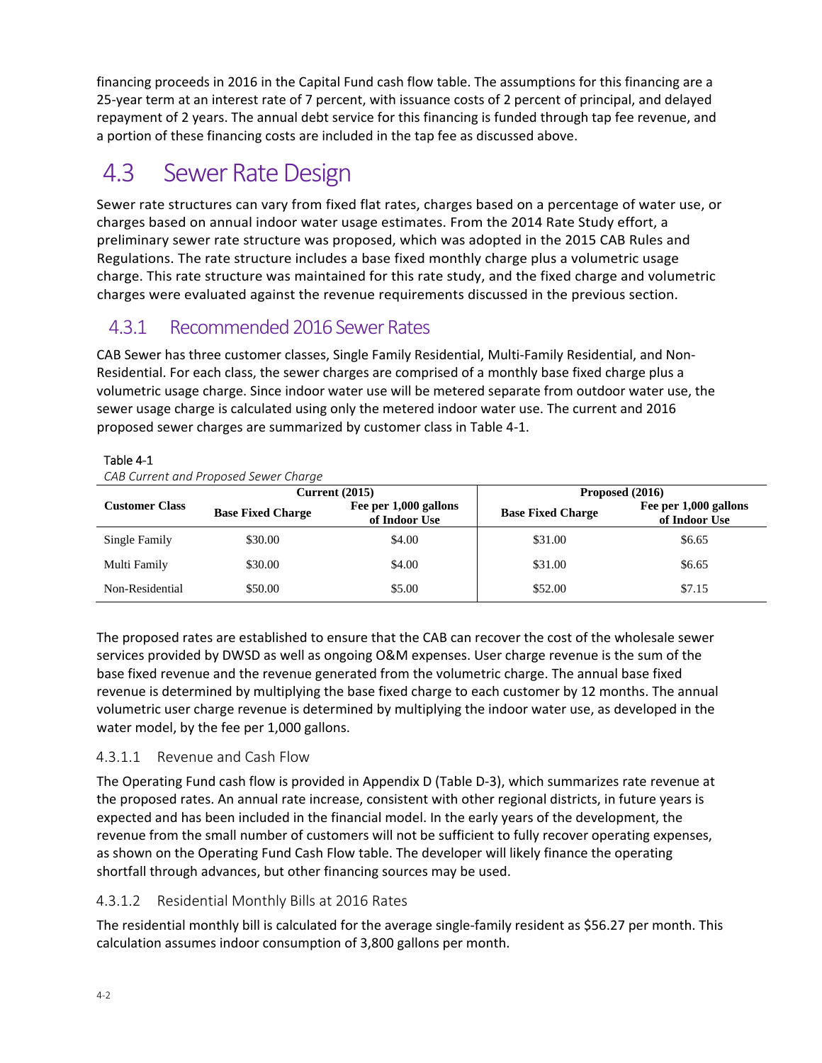financing proceeds in 2016 in the Capital Fund cash flow table. The assumptions for this financing are a 25-year term at an interest rate of 7 percent, with issuance costs of 2 percent of principal, and delayed repayment of 2 years. The annual debt service for this financing is funded through tap fee revenue, and a portion of these financing costs are included in the tap fee as discussed above.

# 4.3 Sewer Rate Design

Sewer rate structures can vary from fixed flat rates, charges based on a percentage of water use, or charges based on annual indoor water usage estimates. From the 2014 Rate Study effort, a preliminary sewer rate structure was proposed, which was adopted in the 2015 CAB Rules and Regulations. The rate structure includes a base fixed monthly charge plus a volumetric usage charge. This rate structure was maintained for this rate study, and the fixed charge and volumetric charges were evaluated against the revenue requirements discussed in the previous section.

## 4.3.1 Recommended 2016 Sewer Rates

CAB Sewer has three customer classes, Single Family Residential, Multi-Family Residential, and Non-Residential. For each class, the sewer charges are comprised of a monthly base fixed charge plus a volumetric usage charge. Since indoor water use will be metered separate from outdoor water use, the sewer usage charge is calculated using only the metered indoor water use. The current and 2016 proposed sewer charges are summarized by customer class in Table 4-1.

Table 4-1
*CAB Current and Proposed Sewer Charge*

| Customer Class | Current (2015) | | Proposed (2016) | |
|---|---|---|---|---|
| | Base Fixed Charge | Fee per 1,000 gallons of Indoor Use | Base Fixed Charge | Fee per 1,000 gallons of Indoor Use |
| Single Family | $30.00 | $4.00 | $31.00 | $6.65 |
| Multi Family | $30.00 | $4.00 | $31.00 | $6.65 |
| Non-Residential | $50.00 | $5.00 | $52.00 | $7.15 |

The proposed rates are established to ensure that the CAB can recover the cost of the wholesale sewer services provided by DWSD as well as ongoing O&M expenses. User charge revenue is the sum of the base fixed revenue and the revenue generated from the volumetric charge. The annual base fixed revenue is determined by multiplying the base fixed charge to each customer by 12 months. The annual volumetric user charge revenue is determined by multiplying the indoor water use, as developed in the water model, by the fee per 1,000 gallons.

### 4.3.1.1 Revenue and Cash Flow

The Operating Fund cash flow is provided in Appendix D (Table D-3), which summarizes rate revenue at the proposed rates. An annual rate increase, consistent with other regional districts, in future years is expected and has been included in the financial model. In the early years of the development, the revenue from the small number of customers will not be sufficient to fully recover operating expenses, as shown on the Operating Fund Cash Flow table. The developer will likely finance the operating shortfall through advances, but other financing sources may be used.

### 4.3.1.2 Residential Monthly Bills at 2016 Rates

The residential monthly bill is calculated for the average single-family resident as $56.27 per month. This calculation assumes indoor consumption of 3,800 gallons per month.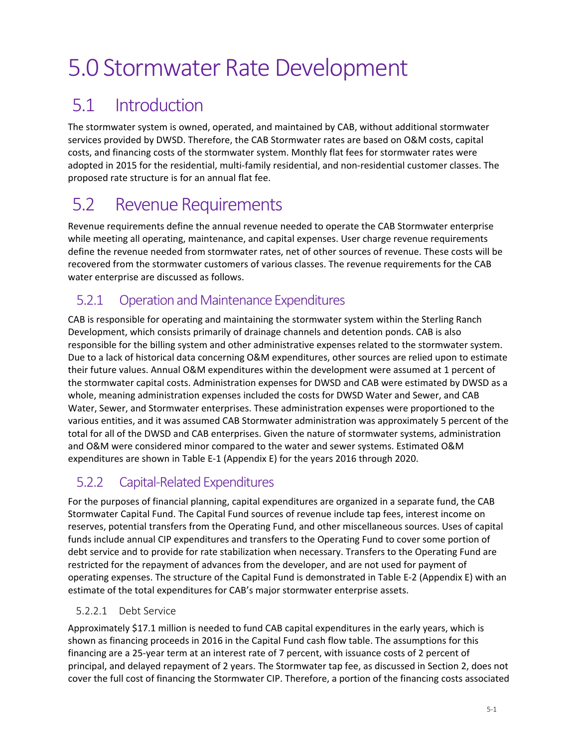# 5.0 Stormwater Rate Development

## 5.1 Introduction

The stormwater system is owned, operated, and maintained by CAB, without additional stormwater services provided by DWSD. Therefore, the CAB Stormwater rates are based on O&M costs, capital costs, and financing costs of the stormwater system. Monthly flat fees for stormwater rates were adopted in 2015 for the residential, multi-family residential, and non-residential customer classes. The proposed rate structure is for an annual flat fee.

## 5.2 Revenue Requirements

Revenue requirements define the annual revenue needed to operate the CAB Stormwater enterprise while meeting all operating, maintenance, and capital expenses. User charge revenue requirements define the revenue needed from stormwater rates, net of other sources of revenue. These costs will be recovered from the stormwater customers of various classes. The revenue requirements for the CAB water enterprise are discussed as follows.

### 5.2.1 Operation and Maintenance Expenditures

CAB is responsible for operating and maintaining the stormwater system within the Sterling Ranch Development, which consists primarily of drainage channels and detention ponds. CAB is also responsible for the billing system and other administrative expenses related to the stormwater system. Due to a lack of historical data concerning O&M expenditures, other sources are relied upon to estimate their future values. Annual O&M expenditures within the development were assumed at 1 percent of the stormwater capital costs. Administration expenses for DWSD and CAB were estimated by DWSD as a whole, meaning administration expenses included the costs for DWSD Water and Sewer, and CAB Water, Sewer, and Stormwater enterprises. These administration expenses were proportioned to the various entities, and it was assumed CAB Stormwater administration was approximately 5 percent of the total for all of the DWSD and CAB enterprises. Given the nature of stormwater systems, administration and O&M were considered minor compared to the water and sewer systems. Estimated O&M expenditures are shown in Table E-1 (Appendix E) for the years 2016 through 2020.

### 5.2.2 Capital-Related Expenditures

For the purposes of financial planning, capital expenditures are organized in a separate fund, the CAB Stormwater Capital Fund. The Capital Fund sources of revenue include tap fees, interest income on reserves, potential transfers from the Operating Fund, and other miscellaneous sources. Uses of capital funds include annual CIP expenditures and transfers to the Operating Fund to cover some portion of debt service and to provide for rate stabilization when necessary. Transfers to the Operating Fund are restricted for the repayment of advances from the developer, and are not used for payment of operating expenses. The structure of the Capital Fund is demonstrated in Table E-2 (Appendix E) with an estimate of the total expenditures for CAB's major stormwater enterprise assets.

#### 5.2.2.1 Debt Service

Approximately $17.1 million is needed to fund CAB capital expenditures in the early years, which is shown as financing proceeds in 2016 in the Capital Fund cash flow table. The assumptions for this financing are a 25-year term at an interest rate of 7 percent, with issuance costs of 2 percent of principal, and delayed repayment of 2 years. The Stormwater tap fee, as discussed in Section 2, does not cover the full cost of financing the Stormwater CIP. Therefore, a portion of the financing costs associated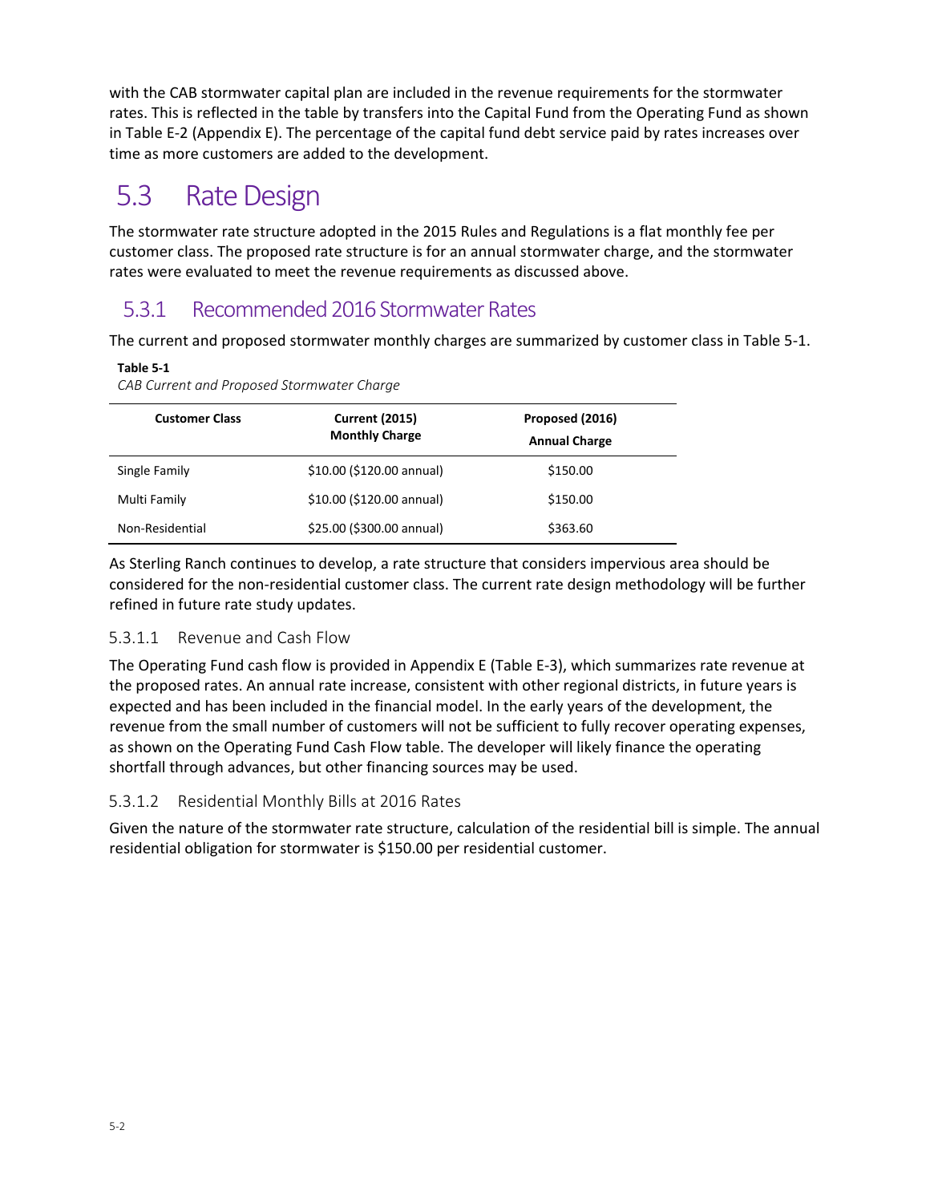with the CAB stormwater capital plan are included in the revenue requirements for the stormwater rates. This is reflected in the table by transfers into the Capital Fund from the Operating Fund as shown in Table E-2 (Appendix E). The percentage of the capital fund debt service paid by rates increases over time as more customers are added to the development.

## 5.3 Rate Design

The stormwater rate structure adopted in the 2015 Rules and Regulations is a flat monthly fee per customer class. The proposed rate structure is for an annual stormwater charge, and the stormwater rates were evaluated to meet the revenue requirements as discussed above.

### 5.3.1 Recommended 2016 Stormwater Rates

The current and proposed stormwater monthly charges are summarized by customer class in Table 5-1.

**Table 5-1**

*CAB Current and Proposed Stormwater Charge*

| Customer Class | Current (2015) Monthly Charge | Proposed (2016) Annual Charge |
|---|---|---|
| Single Family | $10.00 ($120.00 annual) | $150.00 |
| Multi Family | $10.00 ($120.00 annual) | $150.00 |
| Non-Residential | $25.00 ($300.00 annual) | $363.60 |

As Sterling Ranch continues to develop, a rate structure that considers impervious area should be considered for the non-residential customer class. The current rate design methodology will be further refined in future rate study updates.

#### 5.3.1.1 Revenue and Cash Flow

The Operating Fund cash flow is provided in Appendix E (Table E-3), which summarizes rate revenue at the proposed rates. An annual rate increase, consistent with other regional districts, in future years is expected and has been included in the financial model. In the early years of the development, the revenue from the small number of customers will not be sufficient to fully recover operating expenses, as shown on the Operating Fund Cash Flow table. The developer will likely finance the operating shortfall through advances, but other financing sources may be used.

#### 5.3.1.2 Residential Monthly Bills at 2016 Rates

Given the nature of the stormwater rate structure, calculation of the residential bill is simple. The annual residential obligation for stormwater is $150.00 per residential customer.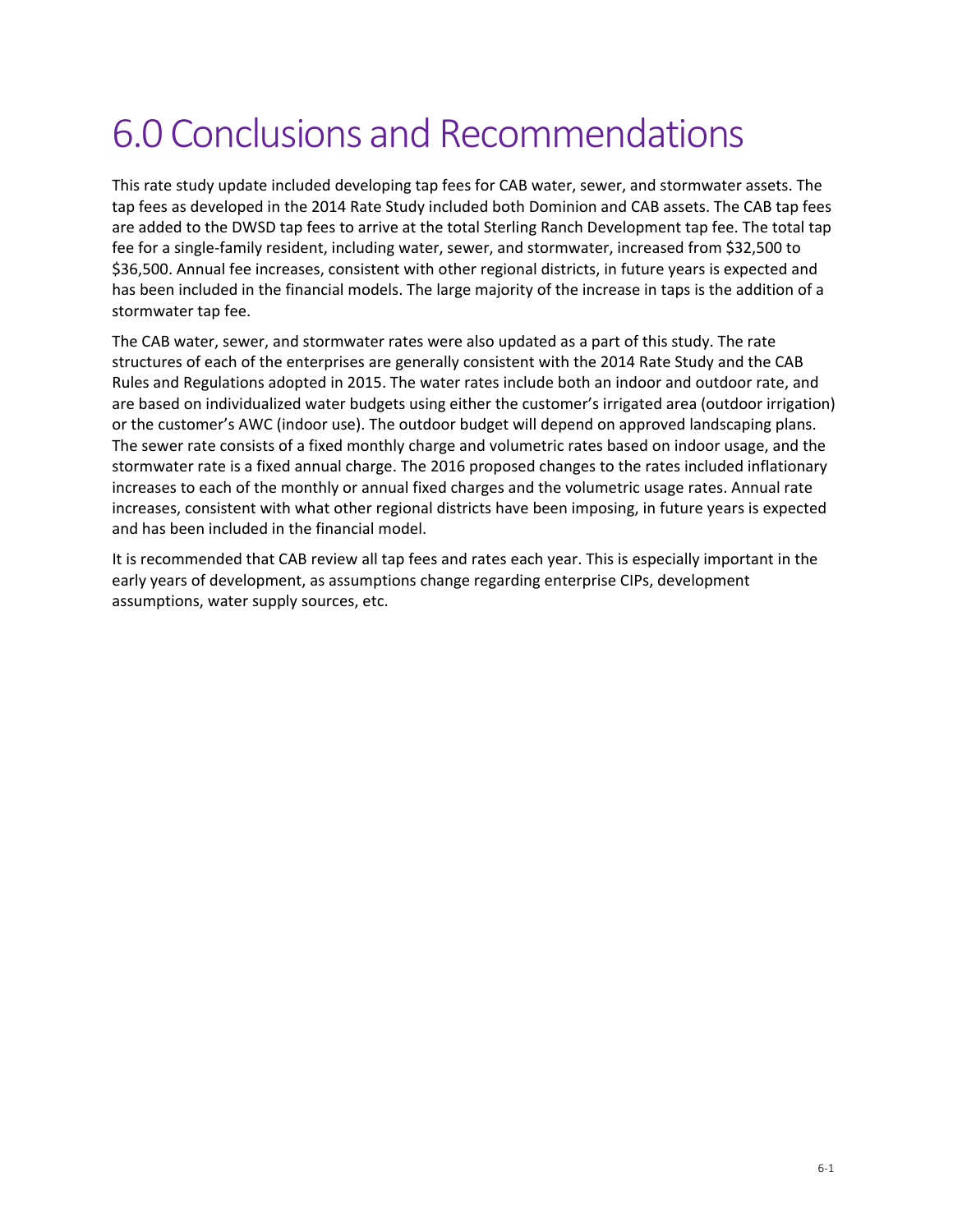# 6.0 Conclusions and Recommendations

This rate study update included developing tap fees for CAB water, sewer, and stormwater assets. The tap fees as developed in the 2014 Rate Study included both Dominion and CAB assets. The CAB tap fees are added to the DWSD tap fees to arrive at the total Sterling Ranch Development tap fee. The total tap fee for a single-family resident, including water, sewer, and stormwater, increased from $32,500 to $36,500. Annual fee increases, consistent with other regional districts, in future years is expected and has been included in the financial models. The large majority of the increase in taps is the addition of a stormwater tap fee.

The CAB water, sewer, and stormwater rates were also updated as a part of this study. The rate structures of each of the enterprises are generally consistent with the 2014 Rate Study and the CAB Rules and Regulations adopted in 2015. The water rates include both an indoor and outdoor rate, and are based on individualized water budgets using either the customer's irrigated area (outdoor irrigation) or the customer's AWC (indoor use). The outdoor budget will depend on approved landscaping plans. The sewer rate consists of a fixed monthly charge and volumetric rates based on indoor usage, and the stormwater rate is a fixed annual charge. The 2016 proposed changes to the rates included inflationary increases to each of the monthly or annual fixed charges and the volumetric usage rates. Annual rate increases, consistent with what other regional districts have been imposing, in future years is expected and has been included in the financial model.

It is recommended that CAB review all tap fees and rates each year. This is especially important in the early years of development, as assumptions change regarding enterprise CIPs, development assumptions, water supply sources, etc.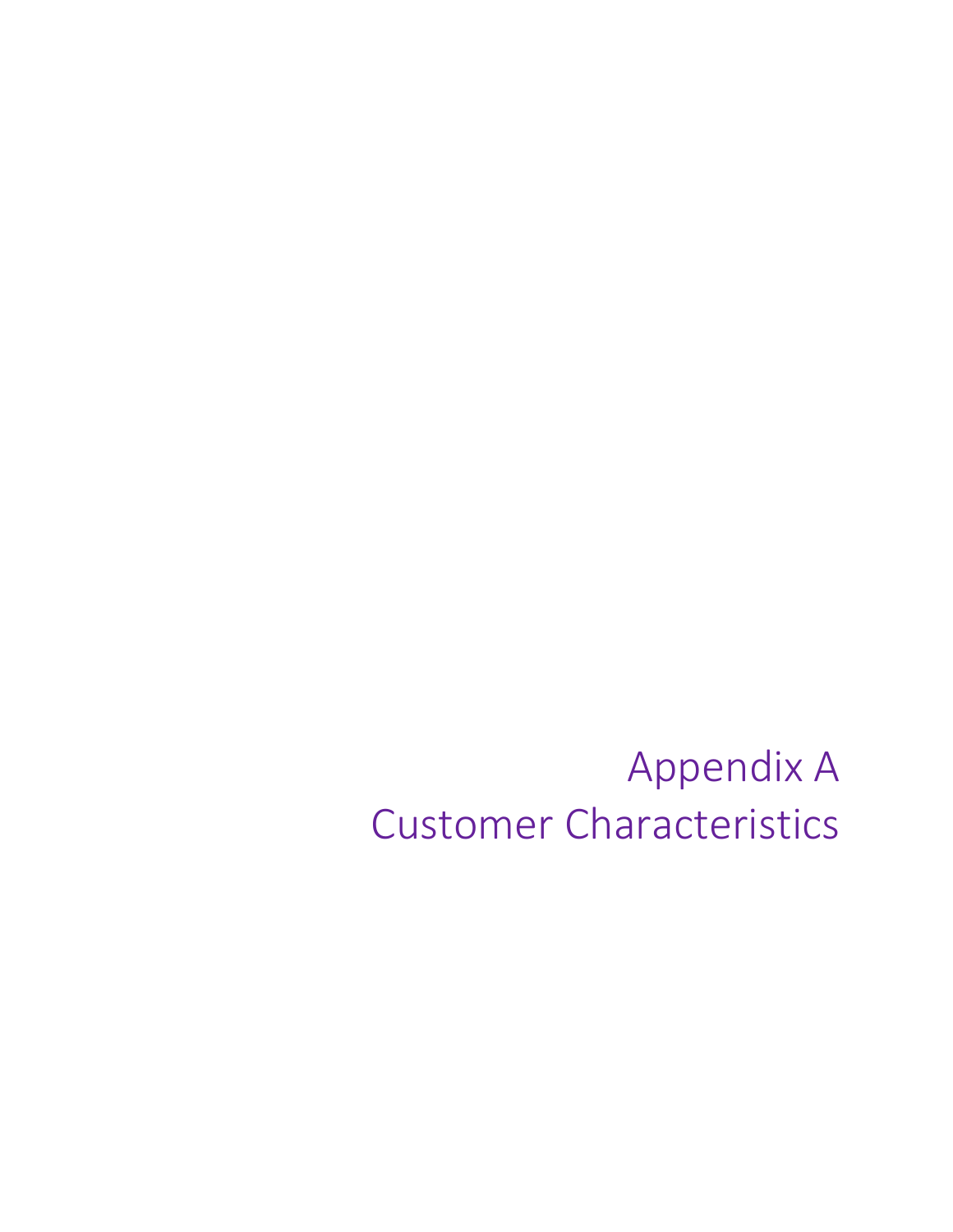# Appendix A
# Customer Characteristics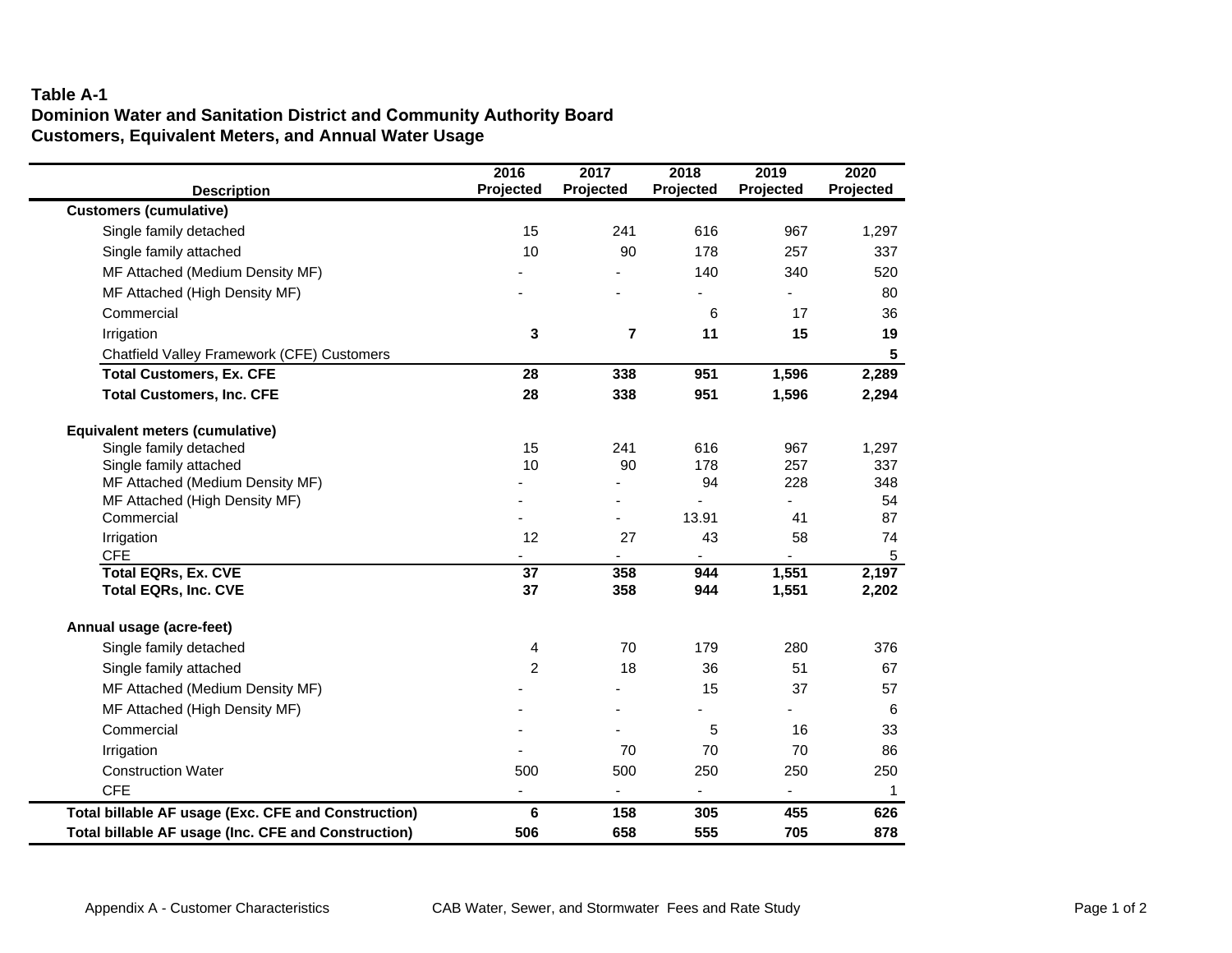**Table A-1**
**Dominion Water and Sanitation District and Community Authority Board**
**Customers, Equivalent Meters, and Annual Water Usage**

| Description | 2016 Projected | 2017 Projected | 2018 Projected | 2019 Projected | 2020 Projected |
|---|---|---|---|---|---|
| **Customers (cumulative)** | | | | | |
| Single family detached | 15 | 241 | 616 | 967 | 1,297 |
| Single family attached | 10 | 90 | 178 | 257 | 337 |
| MF Attached (Medium Density MF) | - | - | 140 | 340 | 520 |
| MF Attached (High Density MF) | - | - | - | - | 80 |
| Commercial | | | 6 | 17 | 36 |
| Irrigation | **3** | **7** | **11** | **15** | **19** |
| Chatfield Valley Framework (CFE) Customers | | | | | **5** |
| **Total Customers, Ex. CFE** | **28** | **338** | **951** | **1,596** | **2,289** |
| **Total Customers, Inc. CFE** | **28** | **338** | **951** | **1,596** | **2,294** |
| **Equivalent meters (cumulative)** | | | | | |
| Single family detached | 15 | 241 | 616 | 967 | 1,297 |
| Single family attached | 10 | 90 | 178 | 257 | 337 |
| MF Attached (Medium Density MF) | - | - | 94 | 228 | 348 |
| MF Attached (High Density MF) | - | - | - | - | 54 |
| Commercial | - | - | 13.91 | 41 | 87 |
| Irrigation | 12 | 27 | 43 | 58 | 74 |
| CFE | - | - | - | - | 5 |
| **Total EQRs, Ex. CVE** | **37** | **358** | **944** | **1,551** | **2,197** |
| **Total EQRs, Inc. CVE** | **37** | **358** | **944** | **1,551** | **2,202** |
| **Annual usage (acre-feet)** | | | | | |
| Single family detached | 4 | 70 | 179 | 280 | 376 |
| Single family attached | 2 | 18 | 36 | 51 | 67 |
| MF Attached (Medium Density MF) | - | - | 15 | 37 | 57 |
| MF Attached (High Density MF) | - | - | - | - | 6 |
| Commercial | - | - | 5 | 16 | 33 |
| Irrigation | - | 70 | 70 | 70 | 86 |
| Construction Water | 500 | 500 | 250 | 250 | 250 |
| CFE | - | - | - | - | 1 |
| **Total billable AF usage (Exc. CFE and Construction)** | **6** | **158** | **305** | **455** | **626** |
| **Total billable AF usage (Inc. CFE and Construction)** | **506** | **658** | **555** | **705** | **878** |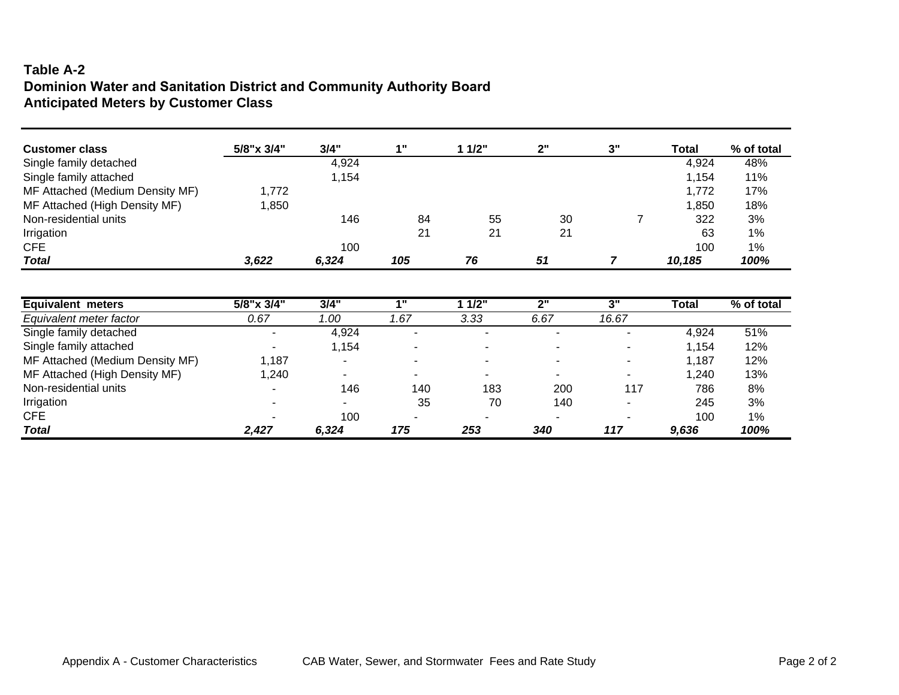**Table A-2**
**Dominion Water and Sanitation District and Community Authority Board**
**Anticipated Meters by Customer Class**

| Customer class | 5/8"x 3/4" | 3/4" | 1" | 1 1/2" | 2" | 3" | Total | % of total |
|---|---|---|---|---|---|---|---|---|
| Single family detached | | 4,924 | | | | | 4,924 | 48% |
| Single family attached | | 1,154 | | | | | 1,154 | 11% |
| MF Attached (Medium Density MF) | 1,772 | | | | | | 1,772 | 17% |
| MF Attached (High Density MF) | 1,850 | | | | | | 1,850 | 18% |
| Non-residential units | | 146 | 84 | 55 | 30 | 7 | 322 | 3% |
| Irrigation | | | 21 | 21 | 21 | | 63 | 1% |
| CFE | | 100 | | | | | 100 | 1% |
| ***Total*** | ***3,622*** | ***6,324*** | ***105*** | ***76*** | ***51*** | ***7*** | ***10,185*** | ***100%*** |

| Equivalent meters | 5/8"x 3/4" | 3/4" | 1" | 1 1/2" | 2" | 3" | Total | % of total |
|---|---|---|---|---|---|---|---|---|
| *Equivalent meter factor* | *0.67* | *1.00* | *1.67* | *3.33* | *6.67* | *16.67* | | |
| Single family detached | - | 4,924 | - | - | - | - | 4,924 | 51% |
| Single family attached | - | 1,154 | - | - | - | - | 1,154 | 12% |
| MF Attached (Medium Density MF) | 1,187 | - | - | - | - | - | 1,187 | 12% |
| MF Attached (High Density MF) | 1,240 | - | - | - | - | - | 1,240 | 13% |
| Non-residential units | - | 146 | 140 | 183 | 200 | 117 | 786 | 8% |
| Irrigation | - | - | 35 | 70 | 140 | - | 245 | 3% |
| CFE | - | 100 | - | - | - | - | 100 | 1% |
| ***Total*** | ***2,427*** | ***6,324*** | ***175*** | ***253*** | ***340*** | ***117*** | ***9,636*** | ***100%*** |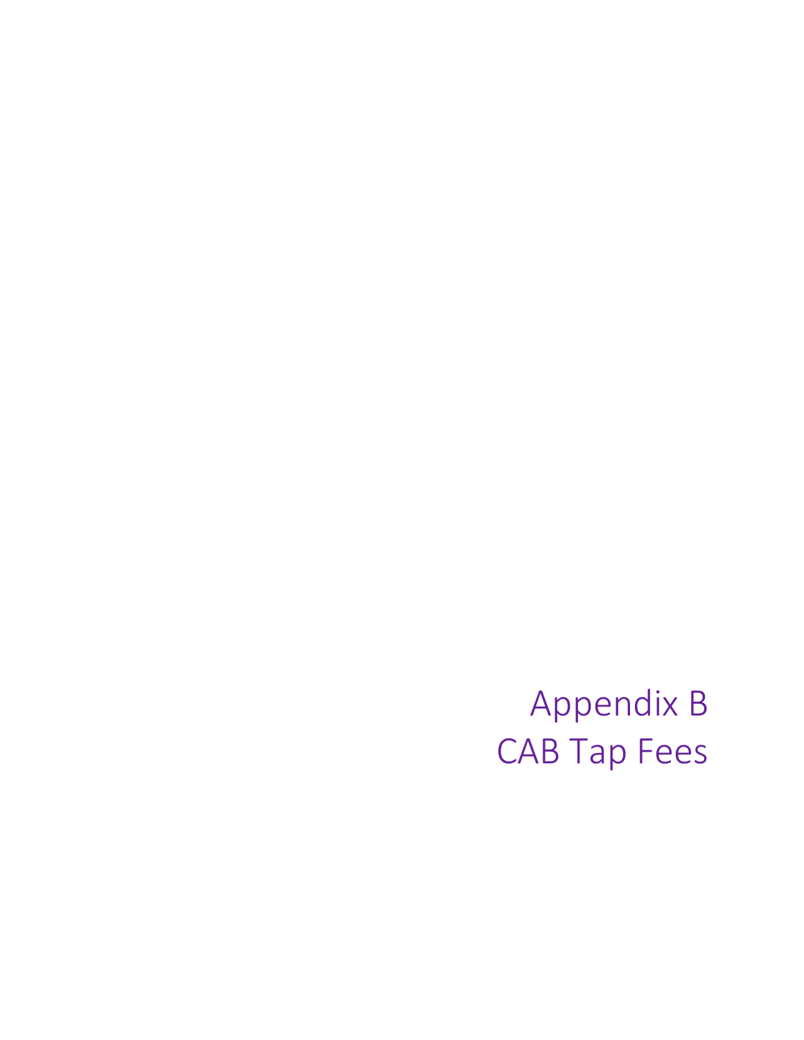# Appendix B
# CAB Tap Fees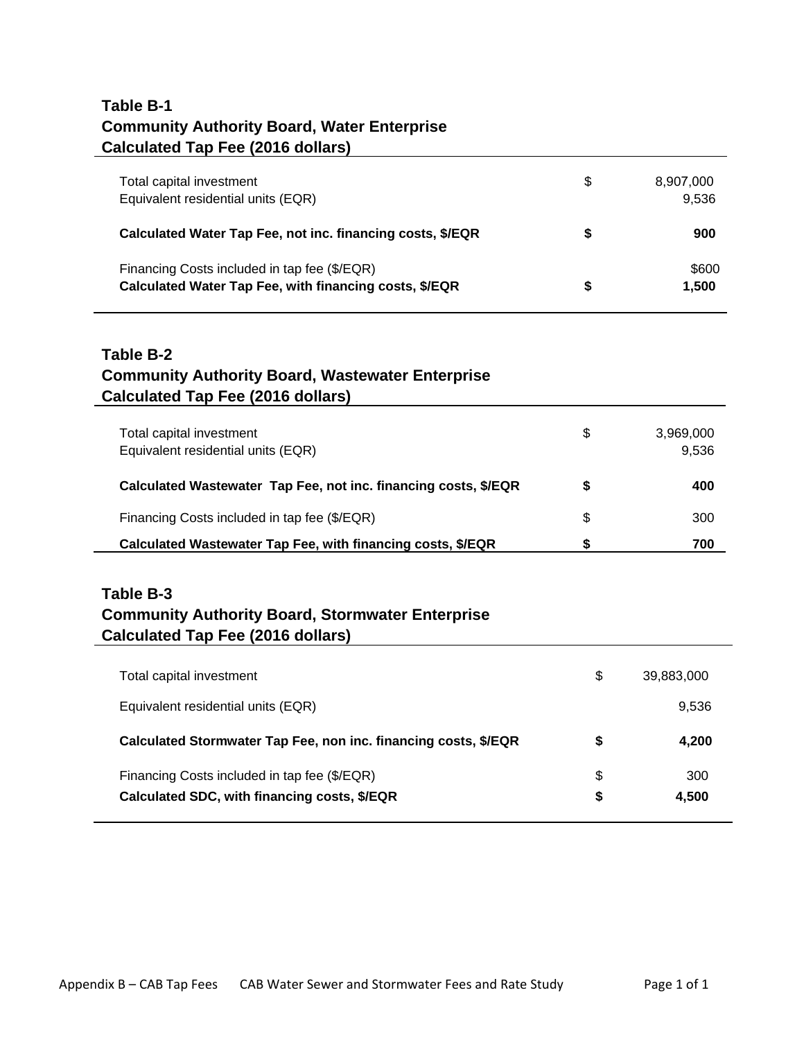**Table B-1**
**Community Authority Board, Water Enterprise**
**Calculated Tap Fee (2016 dollars)**

| | | |
|---|---|---|
| Total capital investment | $ | 8,907,000 |
| Equivalent residential units (EQR) | | 9,536 |
| **Calculated Water Tap Fee, not inc. financing costs, $/EQR** | **$** | **900** |
| Financing Costs included in tap fee ($/EQR) | | $600 |
| **Calculated Water Tap Fee, with financing costs, $/EQR** | **$** | **1,500** |

**Table B-2**
**Community Authority Board, Wastewater Enterprise**
**Calculated Tap Fee (2016 dollars)**

| | | |
|---|---|---|
| Total capital investment | $ | 3,969,000 |
| Equivalent residential units (EQR) | | 9,536 |
| **Calculated Wastewater Tap Fee, not inc. financing costs, $/EQR** | **$** | **400** |
| Financing Costs included in tap fee ($/EQR) | $ | 300 |
| **Calculated Wastewater Tap Fee, with financing costs, $/EQR** | **$** | **700** |

**Table B-3**
**Community Authority Board, Stormwater Enterprise**
**Calculated Tap Fee (2016 dollars)**

| | | |
|---|---|---|
| Total capital investment | $ | 39,883,000 |
| Equivalent residential units (EQR) | | 9,536 |
| **Calculated Stormwater Tap Fee, non inc. financing costs, $/EQR** | **$** | **4,200** |
| Financing Costs included in tap fee ($/EQR) | $ | 300 |
| **Calculated SDC, with financing costs, $/EQR** | **$** | **4,500** |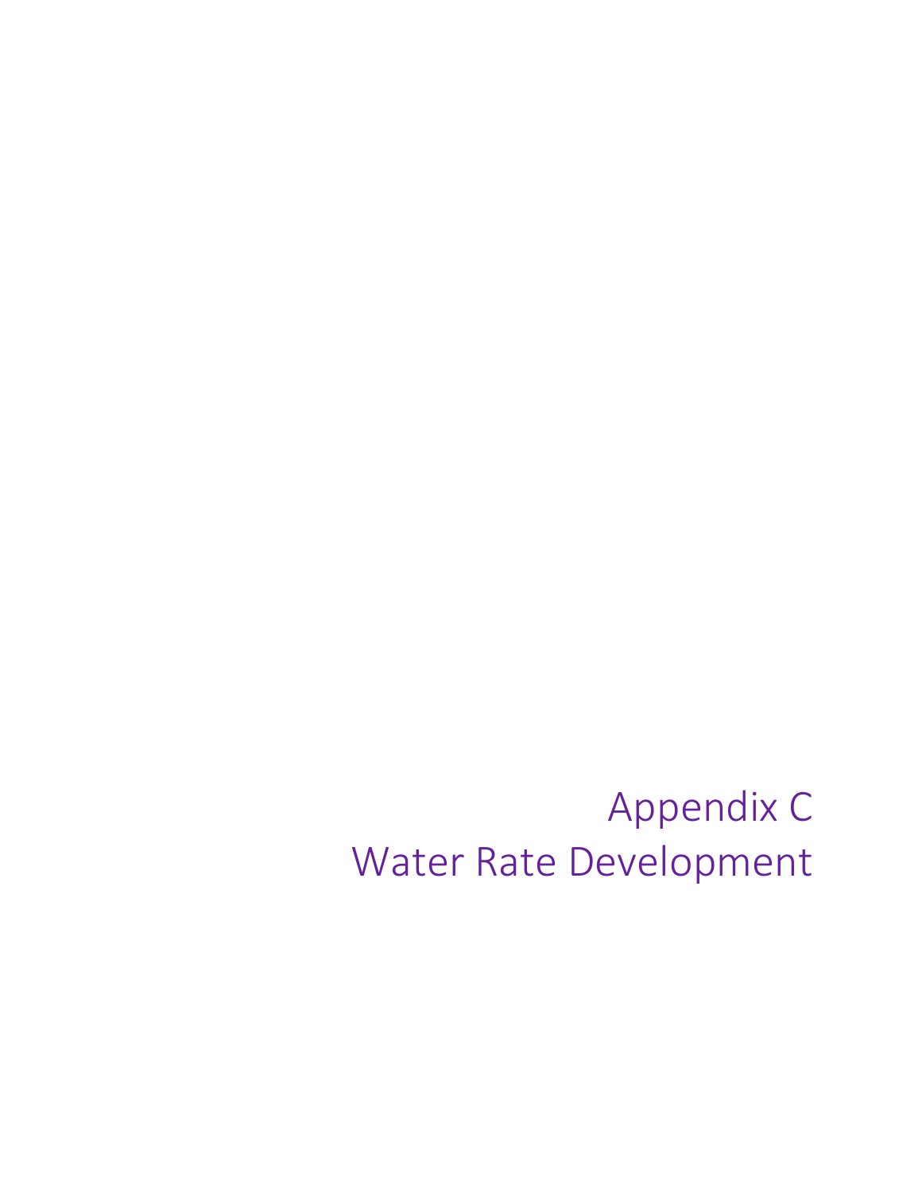# Appendix C
# Water Rate Development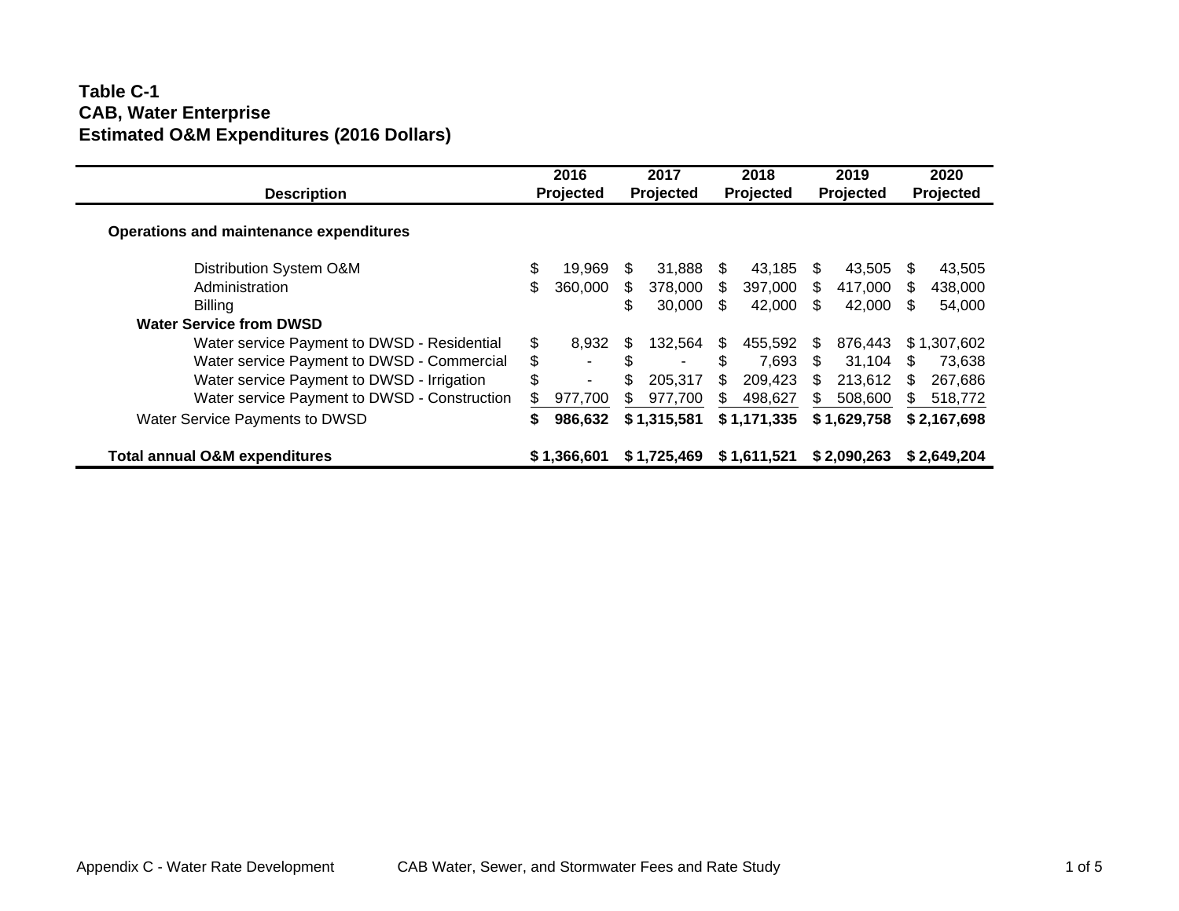**Table C-1**
**CAB, Water Enterprise**
**Estimated O&M Expenditures (2016 Dollars)**

| Description | 2016 Projected | 2017 Projected | 2018 Projected | 2019 Projected | 2020 Projected |
|---|---|---|---|---|---|
| **Operations and maintenance expenditures** | | | | | |
| Distribution System O&M | $ 19,969 | $ 31,888 | $ 43,185 | $ 43,505 | $ 43,505 |
| Administration | $ 360,000 | $ 378,000 | $ 397,000 | $ 417,000 | $ 438,000 |
| Billing | | $ 30,000 | $ 42,000 | $ 42,000 | $ 54,000 |
| **Water Service from DWSD** | | | | | |
| Water service Payment to DWSD - Residential | $ 8,932 | $ 132,564 | $ 455,592 | $ 876,443 | $ 1,307,602 |
| Water service Payment to DWSD - Commercial | $ - | $ - | $ 7,693 | $ 31,104 | $ 73,638 |
| Water service Payment to DWSD - Irrigation | $ - | $ 205,317 | $ 209,423 | $ 213,612 | $ 267,686 |
| Water service Payment to DWSD - Construction | $ 977,700 | $ 977,700 | $ 498,627 | $ 508,600 | $ 518,772 |
| Water Service Payments to DWSD | **$ 986,632** | **$ 1,315,581** | **$ 1,171,335** | **$ 1,629,758** | **$ 2,167,698** |
| **Total annual O&M expenditures** | **$ 1,366,601** | **$ 1,725,469** | **$ 1,611,521** | **$ 2,090,263** | **$ 2,649,204** |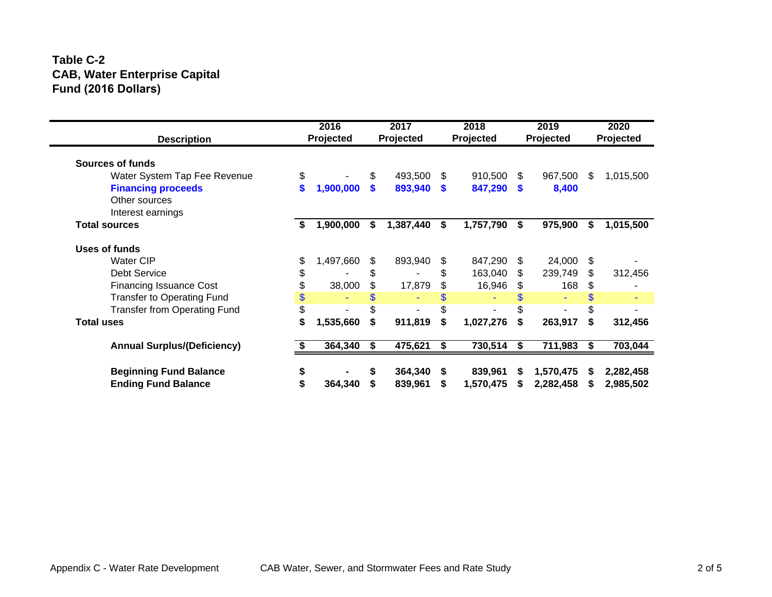**Table C-2**
**CAB, Water Enterprise Capital Fund (2016 Dollars)**

| Description | 2016 Projected | 2017 Projected | 2018 Projected | 2019 Projected | 2020 Projected |
|---|---|---|---|---|---|
| **Sources of funds** | | | | | |
| Water System Tap Fee Revenue | $ - | $ 493,500 | $ 910,500 | $ 967,500 | $ 1,015,500 |
| **Financing proceeds** | **$ 1,900,000** | **$ 893,940** | **$ 847,290** | **$ 8,400** | |
| Other sources | | | | | |
| Interest earnings | | | | | |
| **Total sources** | **$ 1,900,000** | **$ 1,387,440** | **$ 1,757,790** | **$ 975,900** | **$ 1,015,500** |
| **Uses of funds** | | | | | |
| Water CIP | $ 1,497,660 | $ 893,940 | $ 847,290 | $ 24,000 | $ - |
| Debt Service | $ - | $ - | $ 163,040 | $ 239,749 | $ 312,456 |
| Financing Issuance Cost | $ 38,000 | $ 17,879 | $ 16,946 | $ 168 | $ - |
| Transfer to Operating Fund | $ - | $ - | $ - | $ - | $ - |
| Transfer from Operating Fund | $ - | $ - | $ - | $ - | $ - |
| **Total uses** | **$ 1,535,660** | **$ 911,819** | **$ 1,027,276** | **$ 263,917** | **$ 312,456** |
| **Annual Surplus/(Deficiency)** | **$ 364,340** | **$ 475,621** | **$ 730,514** | **$ 711,983** | **$ 703,044** |
| **Beginning Fund Balance** | **$ -** | **$ 364,340** | **$ 839,961** | **$ 1,570,475** | **$ 2,282,458** |
| **Ending Fund Balance** | **$ 364,340** | **$ 839,961** | **$ 1,570,475** | **$ 2,282,458** | **$ 2,985,502** |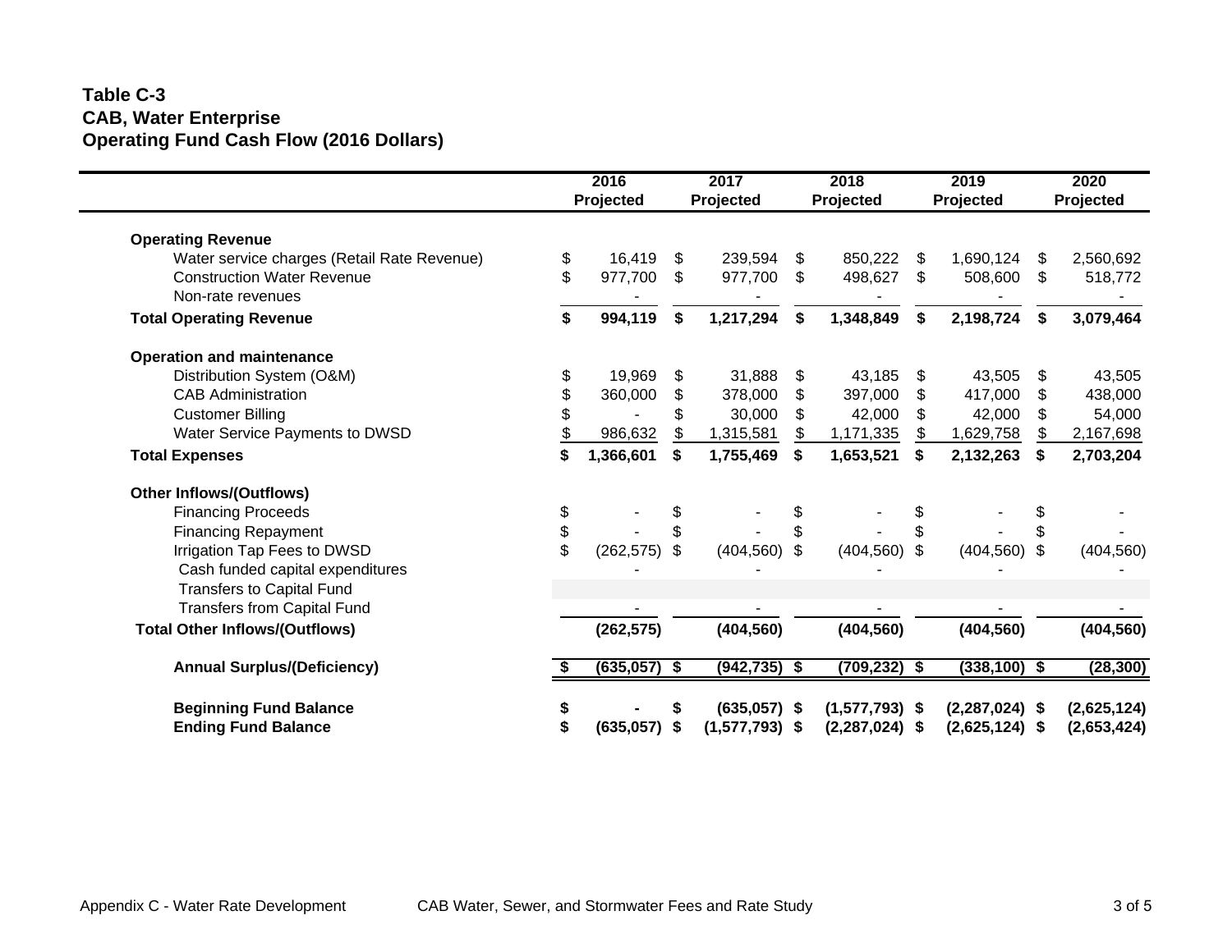**Table C-3**
**CAB, Water Enterprise**
**Operating Fund Cash Flow (2016 Dollars)**

| | 2016 Projected | 2017 Projected | 2018 Projected | 2019 Projected | 2020 Projected |
|---|---|---|---|---|---|
| **Operating Revenue** | | | | | |
| Water service charges (Retail Rate Revenue) | $ 16,419 | $ 239,594 | $ 850,222 | $ 1,690,124 | $ 2,560,692 |
| Construction Water Revenue | $ 977,700 | $ 977,700 | $ 498,627 | $ 508,600 | $ 518,772 |
| Non-rate revenues | - | - | - | - | - |
| **Total Operating Revenue** | **$ 994,119** | **$ 1,217,294** | **$ 1,348,849** | **$ 2,198,724** | **$ 3,079,464** |
| **Operation and maintenance** | | | | | |
| Distribution System (O&M) | $ 19,969 | $ 31,888 | $ 43,185 | $ 43,505 | $ 43,505 |
| CAB Administration | $ 360,000 | $ 378,000 | $ 397,000 | $ 417,000 | $ 438,000 |
| Customer Billing | $ - | $ 30,000 | $ 42,000 | $ 42,000 | $ 54,000 |
| Water Service Payments to DWSD | $ 986,632 | $ 1,315,581 | $ 1,171,335 | $ 1,629,758 | $ 2,167,698 |
| **Total Expenses** | **$ 1,366,601** | **$ 1,755,469** | **$ 1,653,521** | **$ 2,132,263** | **$ 2,703,204** |
| **Other Inflows/(Outflows)** | | | | | |
| Financing Proceeds | $ - | $ - | $ - | $ - | $ - |
| Financing Repayment | $ - | $ - | $ - | $ - | $ - |
| Irrigation Tap Fees to DWSD | $ (262,575) | $ (404,560) | $ (404,560) | $ (404,560) | $ (404,560) |
| Cash funded capital expenditures | - | - | - | - | - |
| Transfers to Capital Fund | | | | | |
| Transfers from Capital Fund | - | - | - | - | - |
| **Total Other Inflows/(Outflows)** | **(262,575)** | **(404,560)** | **(404,560)** | **(404,560)** | **(404,560)** |
| **Annual Surplus/(Deficiency)** | **$ (635,057)** | **$ (942,735)** | **$ (709,232)** | **$ (338,100)** | **$ (28,300)** |
| **Beginning Fund Balance** | **$ -** | **$ (635,057)** | **$ (1,577,793)** | **$ (2,287,024)** | **$ (2,625,124)** |
| **Ending Fund Balance** | **$ (635,057)** | **$ (1,577,793)** | **$ (2,287,024)** | **$ (2,625,124)** | **$ (2,653,424)** |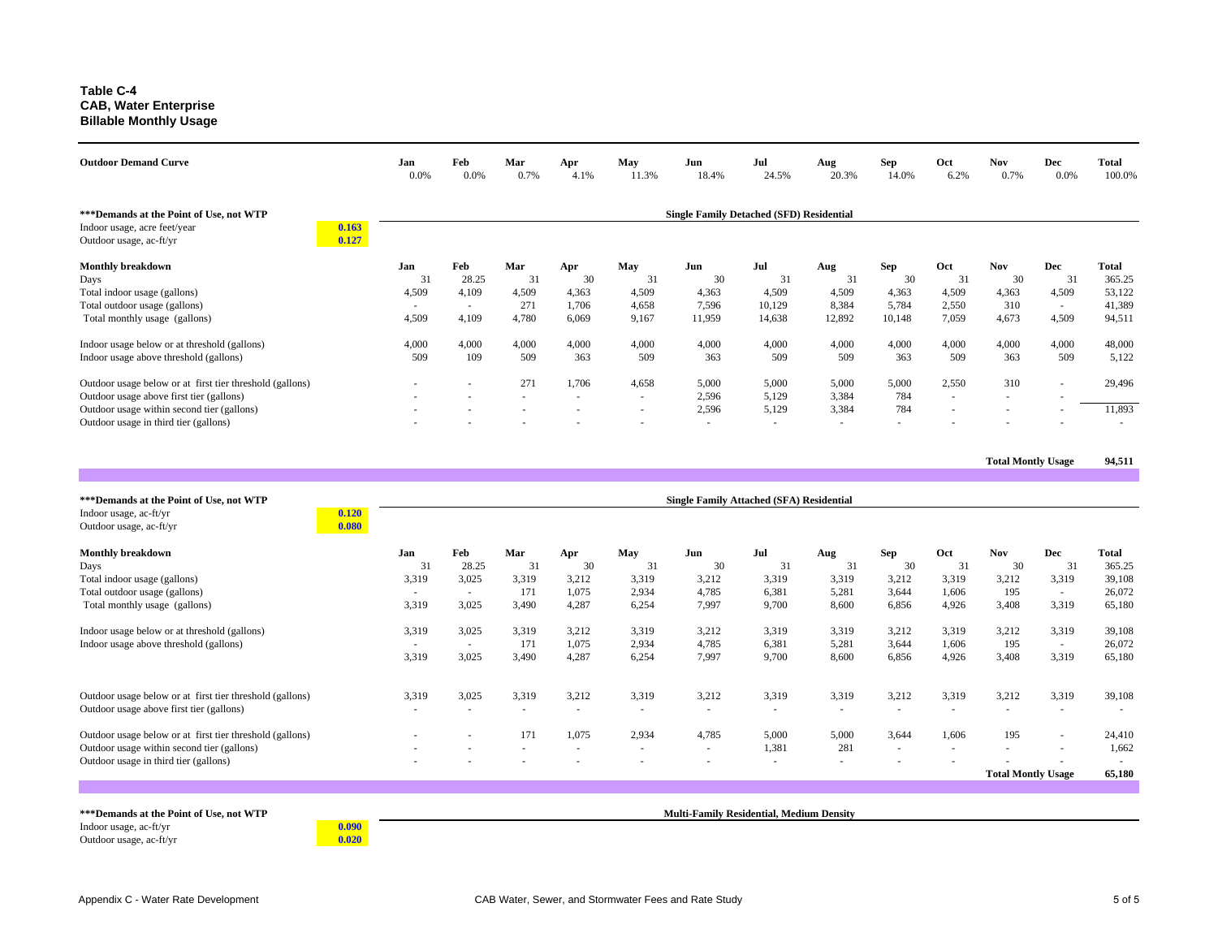**Table C-4**
**CAB, Water Enterprise**
**Billable Monthly Usage**

| Outdoor Demand Curve | Jan | Feb | Mar | Apr | May | Jun | Jul | Aug | Sep | Oct | Nov | Dec | Total |
|---|---|---|---|---|---|---|---|---|---|---|---|---|---|
| | 0.0% | 0.0% | 0.7% | 4.1% | 11.3% | 18.4% | 24.5% | 20.3% | 14.0% | 6.2% | 0.7% | 0.0% | 100.0% |

**Single Family Detached (SFD) Residential**

***Demands at the Point of Use, not WTP

| | |
|---|---|
| Indoor usage, acre feet/year | 0.163 |
| Outdoor usage, ac-ft/yr | 0.127 |

| Monthly breakdown | Jan | Feb | Mar | Apr | May | Jun | Jul | Aug | Sep | Oct | Nov | Dec | Total |
|---|---|---|---|---|---|---|---|---|---|---|---|---|---|
| Days | 31 | 28.25 | 31 | 30 | 31 | 30 | 31 | 31 | 30 | 31 | 30 | 31 | 365.25 |
| Total indoor usage (gallons) | 4,509 | 4,109 | 4,509 | 4,363 | 4,509 | 4,363 | 4,509 | 4,509 | 4,363 | 4,509 | 4,363 | 4,509 | 53,122 |
| Total outdoor usage (gallons) | - | - | 271 | 1,706 | 4,658 | 7,596 | 10,129 | 8,384 | 5,784 | 2,550 | 310 | - | 41,389 |
| Total monthly usage (gallons) | 4,509 | 4,109 | 4,780 | 6,069 | 9,167 | 11,959 | 14,638 | 12,892 | 10,148 | 7,059 | 4,673 | 4,509 | 94,511 |
| | | | | | | | | | | | | | |
| Indoor usage below or at threshold (gallons) | 4,000 | 4,000 | 4,000 | 4,000 | 4,000 | 4,000 | 4,000 | 4,000 | 4,000 | 4,000 | 4,000 | 4,000 | 48,000 |
| Indoor usage above threshold (gallons) | 509 | 109 | 509 | 363 | 509 | 363 | 509 | 509 | 363 | 509 | 363 | 509 | 5,122 |
| | | | | | | | | | | | | | |
| Outdoor usage below or at first tier threshold (gallons) | - | - | 271 | 1,706 | 4,658 | 5,000 | 5,000 | 5,000 | 5,000 | 2,550 | 310 | - | 29,496 |
| Outdoor usage above first tier (gallons) | - | - | - | - | - | 2,596 | 5,129 | 3,384 | 784 | - | - | - | |
| Outdoor usage within second tier (gallons) | - | - | - | - | - | 2,596 | 5,129 | 3,384 | 784 | - | - | - | 11,893 |
| Outdoor usage in third tier (gallons) | - | - | - | - | - | - | - | - | - | - | - | - | - |
| | | | | | | | | | | | | **Total Montly Usage** | **94,511** |

**Single Family Attached (SFA) Residential**

***Demands at the Point of Use, not WTP

| | |
|---|---|
| Indoor usage, ac-ft/yr | 0.120 |
| Outdoor usage, ac-ft/yr | 0.080 |

| Monthly breakdown | Jan | Feb | Mar | Apr | May | Jun | Jul | Aug | Sep | Oct | Nov | Dec | Total |
|---|---|---|---|---|---|---|---|---|---|---|---|---|---|
| Days | 31 | 28.25 | 31 | 30 | 31 | 30 | 31 | 31 | 30 | 31 | 30 | 31 | 365.25 |
| Total indoor usage (gallons) | 3,319 | 3,025 | 3,319 | 3,212 | 3,319 | 3,212 | 3,319 | 3,319 | 3,212 | 3,319 | 3,212 | 3,319 | 39,108 |
| Total outdoor usage (gallons) | - | - | 171 | 1,075 | 2,934 | 4,785 | 6,381 | 5,281 | 3,644 | 1,606 | 195 | - | 26,072 |
| Total monthly usage (gallons) | 3,319 | 3,025 | 3,490 | 4,287 | 6,254 | 7,997 | 9,700 | 8,600 | 6,856 | 4,926 | 3,408 | 3,319 | 65,180 |
| | | | | | | | | | | | | | |
| Indoor usage below or at threshold (gallons) | 3,319 | 3,025 | 3,319 | 3,212 | 3,319 | 3,212 | 3,319 | 3,319 | 3,212 | 3,319 | 3,212 | 3,319 | 39,108 |
| Indoor usage above threshold (gallons) | - | - | 171 | 1,075 | 2,934 | 4,785 | 6,381 | 5,281 | 3,644 | 1,606 | 195 | - | 26,072 |
| | 3,319 | 3,025 | 3,490 | 4,287 | 6,254 | 7,997 | 9,700 | 8,600 | 6,856 | 4,926 | 3,408 | 3,319 | 65,180 |
| | | | | | | | | | | | | | |
| Outdoor usage below or at first tier threshold (gallons) | 3,319 | 3,025 | 3,319 | 3,212 | 3,319 | 3,212 | 3,319 | 3,319 | 3,212 | 3,319 | 3,212 | 3,319 | 39,108 |
| Outdoor usage above first tier (gallons) | - | - | - | - | - | - | - | - | - | - | - | - | - |
| | | | | | | | | | | | | | |
| Outdoor usage below or at first tier threshold (gallons) | - | - | 171 | 1,075 | 2,934 | 4,785 | 5,000 | 5,000 | 3,644 | 1,606 | 195 | - | 24,410 |
| Outdoor usage within second tier (gallons) | - | - | - | - | - | - | 1,381 | 281 | - | - | - | - | 1,662 |
| Outdoor usage in third tier (gallons) | - | - | - | - | - | - | - | - | - | - | - | - | - |
| | | | | | | | | | | | | **Total Montly Usage** | **65,180** |

**Multi-Family Residential, Medium Density**

***Demands at the Point of Use, not WTP

| | |
|---|---|
| Indoor usage, ac-ft/yr | 0.090 |
| Outdoor usage, ac-ft/yr | 0.020 |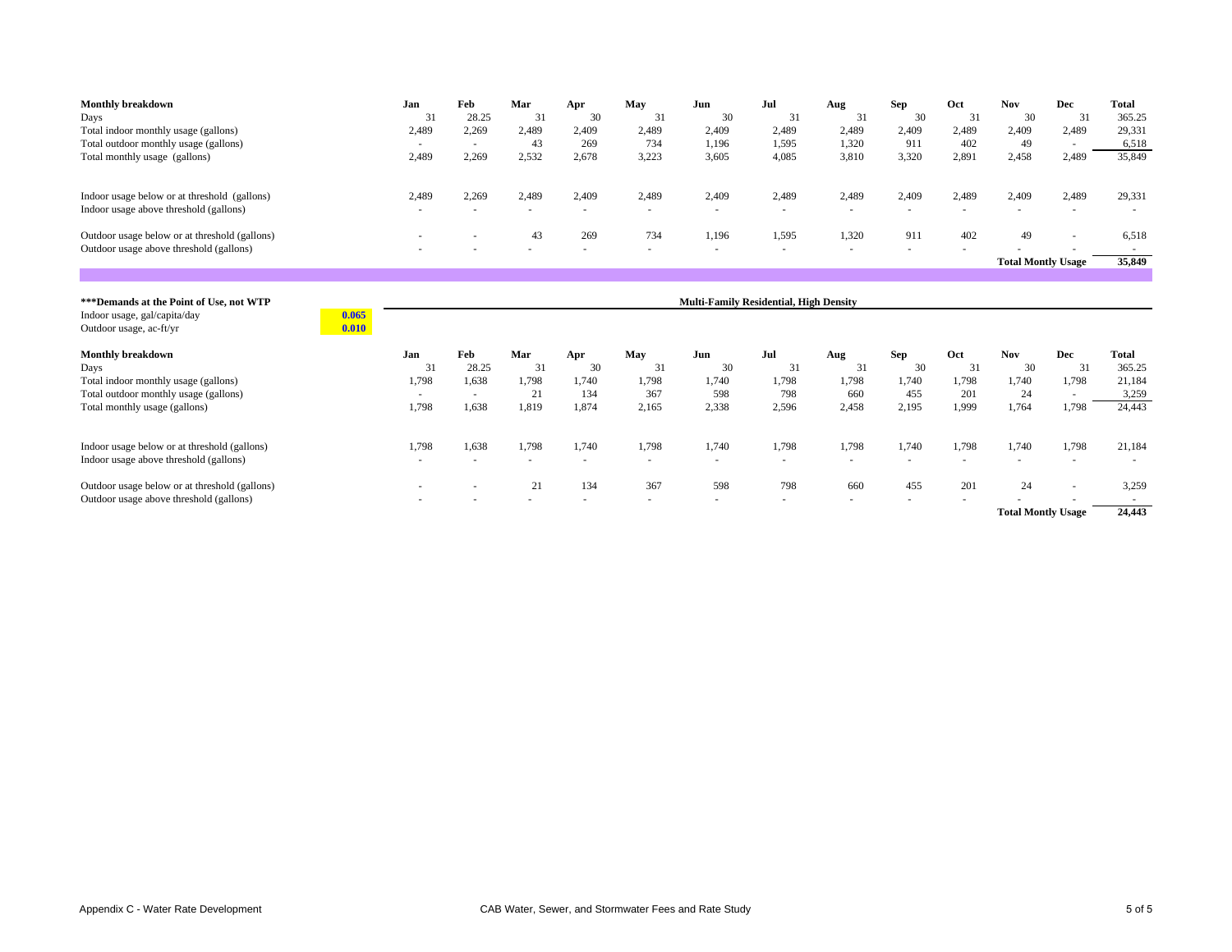| Monthly breakdown | Jan | Feb | Mar | Apr | May | Jun | Jul | Aug | Sep | Oct | Nov | Dec | Total |
|---|---|---|---|---|---|---|---|---|---|---|---|---|---|
| Days | 31 | 28.25 | 31 | 30 | 31 | 30 | 31 | 31 | 30 | 31 | 30 | 31 | 365.25 |
| Total indoor monthly usage (gallons) | 2,489 | 2,269 | 2,489 | 2,409 | 2,489 | 2,409 | 2,489 | 2,489 | 2,409 | 2,489 | 2,409 | 2,489 | 29,331 |
| Total outdoor monthly usage (gallons) | - | - | 43 | 269 | 734 | 1,196 | 1,595 | 1,320 | 911 | 402 | 49 | - | 6,518 |
| Total monthly usage (gallons) | 2,489 | 2,269 | 2,532 | 2,678 | 3,223 | 3,605 | 4,085 | 3,810 | 3,320 | 2,891 | 2,458 | 2,489 | 35,849 |
| | | | | | | | | | | | | | |
| Indoor usage below or at threshold (gallons) | 2,489 | 2,269 | 2,489 | 2,409 | 2,489 | 2,409 | 2,489 | 2,489 | 2,409 | 2,489 | 2,409 | 2,489 | 29,331 |
| Indoor usage above threshold (gallons) | - | - | - | - | - | - | - | - | - | - | - | - | - |
| | | | | | | | | | | | | | |
| Outdoor usage below or at threshold (gallons) | - | - | 43 | 269 | 734 | 1,196 | 1,595 | 1,320 | 911 | 402 | 49 | - | 6,518 |
| Outdoor usage above threshold (gallons) | - | - | - | - | - | - | - | - | - | - | - | - | - |
| | | | | | | | | | | | **Total Montly Usage** | | **35,849** |

**\*\*\*Demands at the Point of Use, not WTP**

**Multi-Family Residential, High Density**

| | |
|---|---|
| Indoor usage, gal/capita/day | 0.065 |
| Outdoor usage, ac-ft/yr | 0.010 |

| Monthly breakdown | Jan | Feb | Mar | Apr | May | Jun | Jul | Aug | Sep | Oct | Nov | Dec | Total |
|---|---|---|---|---|---|---|---|---|---|---|---|---|---|
| Days | 31 | 28.25 | 31 | 30 | 31 | 30 | 31 | 31 | 30 | 31 | 30 | 31 | 365.25 |
| Total indoor monthly usage (gallons) | 1,798 | 1,638 | 1,798 | 1,740 | 1,798 | 1,740 | 1,798 | 1,798 | 1,740 | 1,798 | 1,740 | 1,798 | 21,184 |
| Total outdoor monthly usage (gallons) | - | - | 21 | 134 | 367 | 598 | 798 | 660 | 455 | 201 | 24 | - | 3,259 |
| Total monthly usage (gallons) | 1,798 | 1,638 | 1,819 | 1,874 | 2,165 | 2,338 | 2,596 | 2,458 | 2,195 | 1,999 | 1,764 | 1,798 | 24,443 |
| | | | | | | | | | | | | | |
| Indoor usage below or at threshold (gallons) | 1,798 | 1,638 | 1,798 | 1,740 | 1,798 | 1,740 | 1,798 | 1,798 | 1,740 | 1,798 | 1,740 | 1,798 | 21,184 |
| Indoor usage above threshold (gallons) | - | - | - | - | - | - | - | - | - | - | - | - | - |
| | | | | | | | | | | | | | |
| Outdoor usage below or at threshold (gallons) | - | - | 21 | 134 | 367 | 598 | 798 | 660 | 455 | 201 | 24 | - | 3,259 |
| Outdoor usage above threshold (gallons) | - | - | - | - | - | - | - | - | - | - | - | - | - |
| | | | | | | | | | | | **Total Montly Usage** | | **24,443** |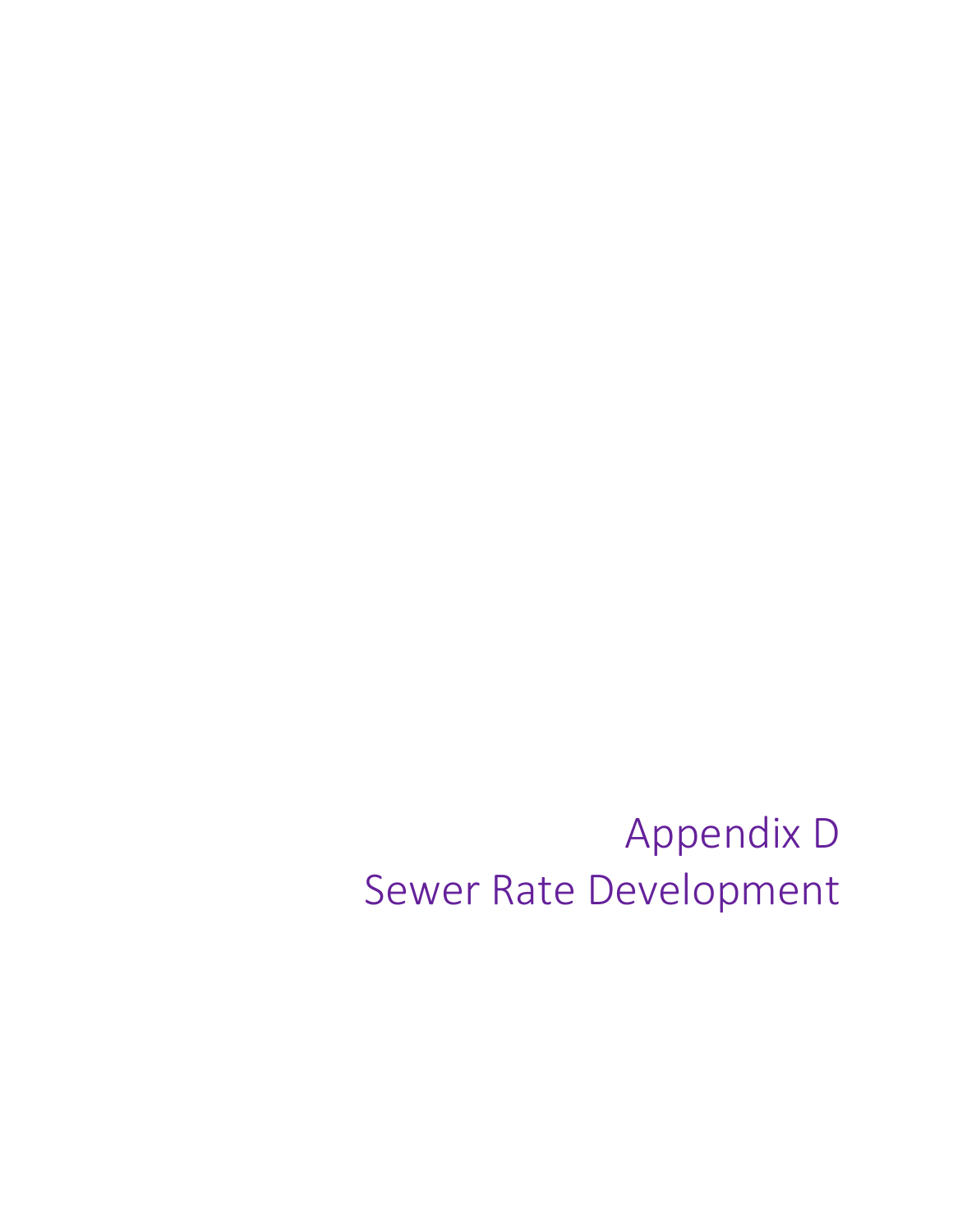# Appendix D
# Sewer Rate Development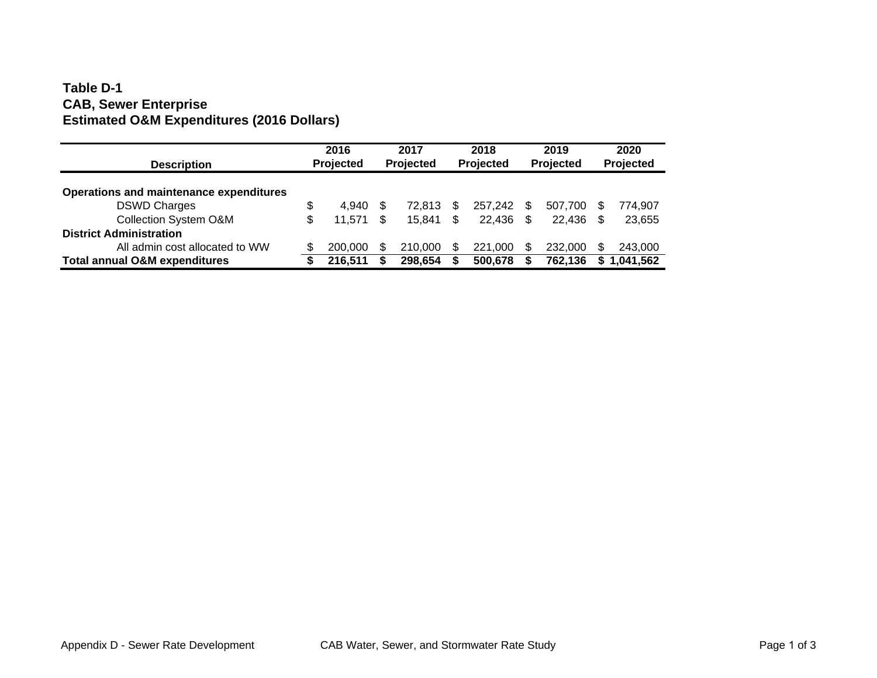**Table D-1**
**CAB, Sewer Enterprise**
**Estimated O&M Expenditures (2016 Dollars)**

| Description | 2016 Projected | 2017 Projected | 2018 Projected | 2019 Projected | 2020 Projected |
|---|---|---|---|---|---|
| **Operations and maintenance expenditures** | | | | | |
| DSWD Charges | $ 4,940 | $ 72,813 | $ 257,242 | $ 507,700 | $ 774,907 |
| Collection System O&M | $ 11,571 | $ 15,841 | $ 22,436 | $ 22,436 | $ 23,655 |
| **District Administration** | | | | | |
| All admin cost allocated to WW | $ 200,000 | $ 210,000 | $ 221,000 | $ 232,000 | $ 243,000 |
| **Total annual O&M expenditures** | **$ 216,511** | **$ 298,654** | **$ 500,678** | **$ 762,136** | **$ 1,041,562** |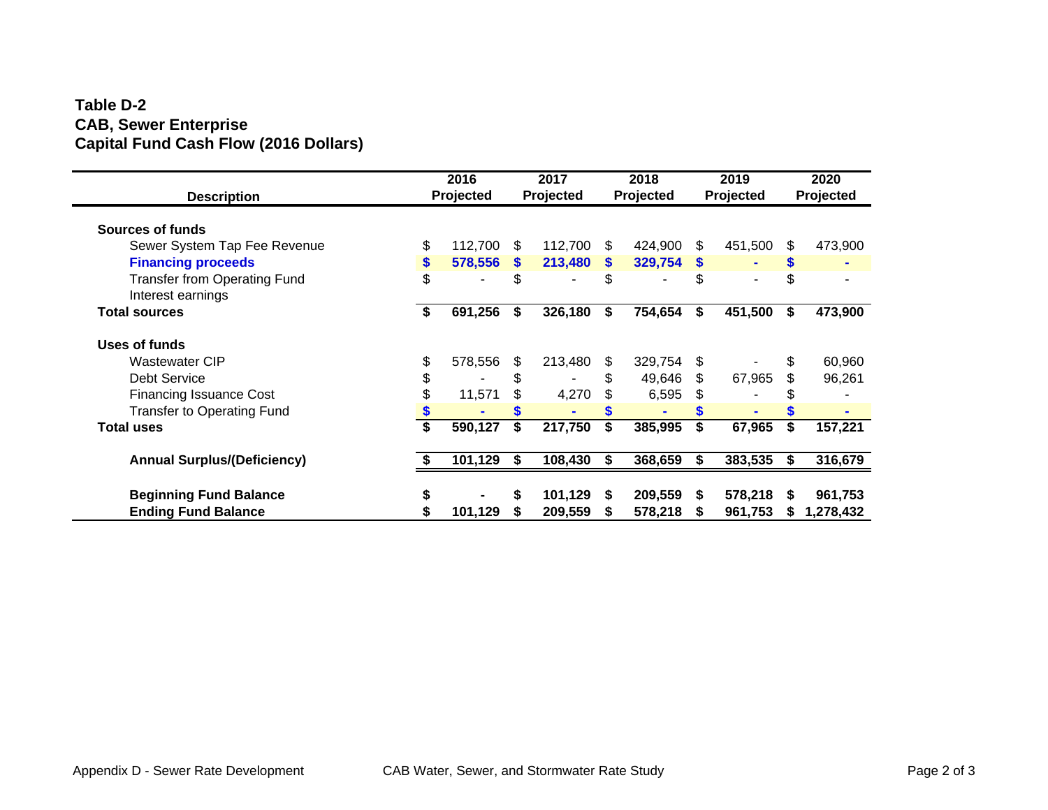**Table D-2**
**CAB, Sewer Enterprise**
**Capital Fund Cash Flow (2016 Dollars)**

| Description | 2016 Projected | 2017 Projected | 2018 Projected | 2019 Projected | 2020 Projected |
|---|---|---|---|---|---|
| **Sources of funds** | | | | | |
| Sewer System Tap Fee Revenue | $ 112,700 | $ 112,700 | $ 424,900 | $ 451,500 | $ 473,900 |
| **Financing proceeds** | **$ 578,556** | **$ 213,480** | **$ 329,754** | **$ -** | **$ -** |
| Transfer from Operating Fund | $ - | $ - | $ - | $ - | $ - |
| Interest earnings | | | | | |
| **Total sources** | **$ 691,256** | **$ 326,180** | **$ 754,654** | **$ 451,500** | **$ 473,900** |
| **Uses of funds** | | | | | |
| Wastewater CIP | $ 578,556 | $ 213,480 | $ 329,754 | $ - | $ 60,960 |
| Debt Service | $ - | $ - | $ 49,646 | $ 67,965 | $ 96,261 |
| Financing Issuance Cost | $ 11,571 | $ 4,270 | $ 6,595 | $ - | $ - |
| Transfer to Operating Fund | $ - | $ - | $ - | $ - | $ - |
| **Total uses** | **$ 590,127** | **$ 217,750** | **$ 385,995** | **$ 67,965** | **$ 157,221** |
| **Annual Surplus/(Deficiency)** | **$ 101,129** | **$ 108,430** | **$ 368,659** | **$ 383,535** | **$ 316,679** |
| **Beginning Fund Balance** | **$ -** | **$ 101,129** | **$ 209,559** | **$ 578,218** | **$ 961,753** |
| **Ending Fund Balance** | **$ 101,129** | **$ 209,559** | **$ 578,218** | **$ 961,753** | **$ 1,278,432** |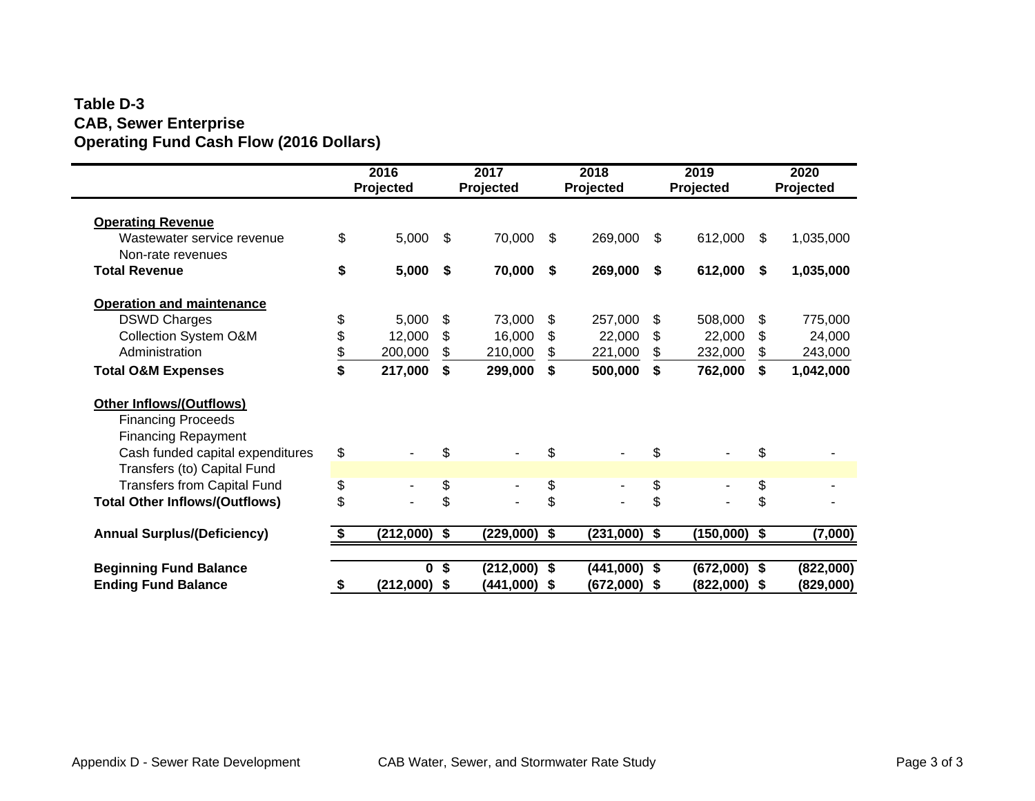**Table D-3**
**CAB, Sewer Enterprise**
**Operating Fund Cash Flow (2016 Dollars)**

| | 2016 Projected | 2017 Projected | 2018 Projected | 2019 Projected | 2020 Projected |
|---|---|---|---|---|---|
| **Operating Revenue** | | | | | |
| Wastewater service revenue | $ 5,000 | $ 70,000 | $ 269,000 | $ 612,000 | $ 1,035,000 |
| Non-rate revenues | | | | | |
| **Total Revenue** | **$ 5,000** | **$ 70,000** | **$ 269,000** | **$ 612,000** | **$ 1,035,000** |
| **Operation and maintenance** | | | | | |
| DSWD Charges | $ 5,000 | $ 73,000 | $ 257,000 | $ 508,000 | $ 775,000 |
| Collection System O&M | $ 12,000 | $ 16,000 | $ 22,000 | $ 22,000 | $ 24,000 |
| Administration | $ 200,000 | $ 210,000 | $ 221,000 | $ 232,000 | $ 243,000 |
| **Total O&M Expenses** | **$ 217,000** | **$ 299,000** | **$ 500,000** | **$ 762,000** | **$ 1,042,000** |
| **Other Inflows/(Outflows)** | | | | | |
| Financing Proceeds | | | | | |
| Financing Repayment | | | | | |
| Cash funded capital expenditures | $ - | $ - | $ - | $ - | $ - |
| Transfers (to) Capital Fund | | | | | |
| Transfers from Capital Fund | $ - | $ - | $ - | $ - | $ - |
| **Total Other Inflows/(Outflows)** | $ - | $ - | $ - | $ - | $ - |
| **Annual Surplus/(Deficiency)** | **$ (212,000)** | **$ (229,000)** | **$ (231,000)** | **$ (150,000)** | **$ (7,000)** |
| **Beginning Fund Balance** | **0** | **$ (212,000)** | **$ (441,000)** | **$ (672,000)** | **$ (822,000)** |
| **Ending Fund Balance** | **$ (212,000)** | **$ (441,000)** | **$ (672,000)** | **$ (822,000)** | **$ (829,000)** |

Appendix D - Sewer Rate Development CAB Water, Sewer, and Stormwater Rate Study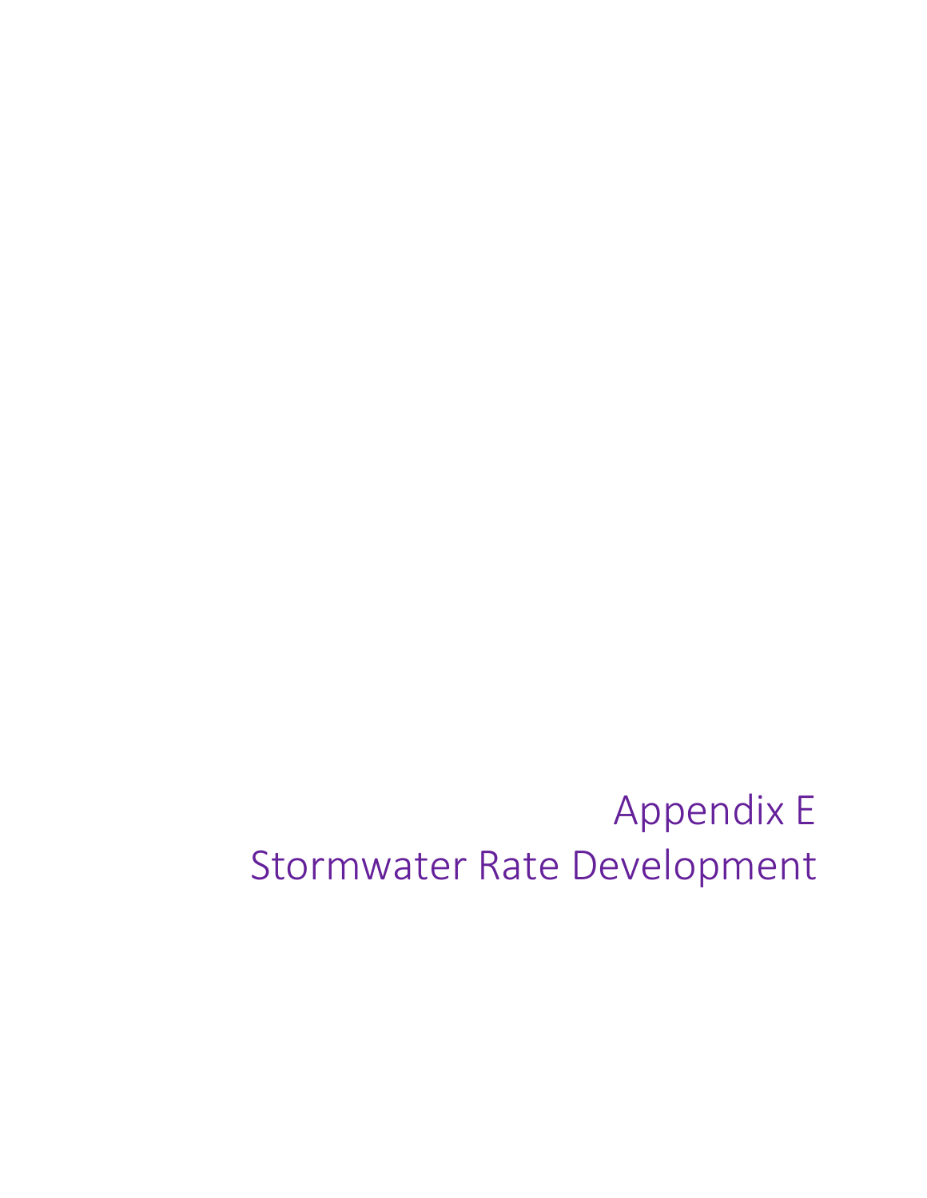# Appendix E
# Stormwater Rate Development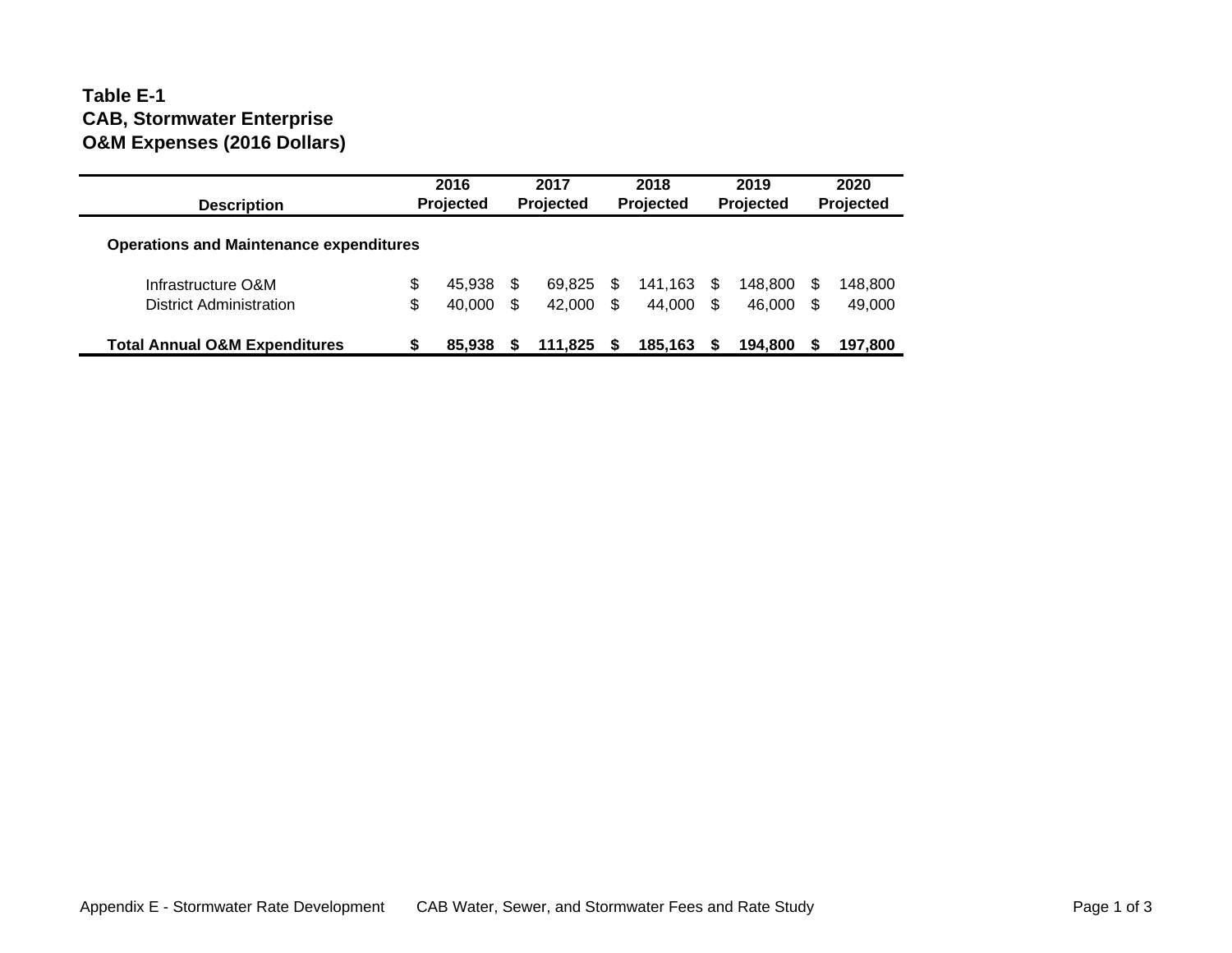**Table E-1**
**CAB, Stormwater Enterprise**
**O&M Expenses (2016 Dollars)**

| Description | 2016 Projected | 2017 Projected | 2018 Projected | 2019 Projected | 2020 Projected |
|---|---|---|---|---|---|
| **Operations and Maintenance expenditures** | | | | | |
| Infrastructure O&M | $ 45,938 | $ 69,825 | $ 141,163 | $ 148,800 | $ 148,800 |
| District Administration | $ 40,000 | $ 42,000 | $ 44,000 | $ 46,000 | $ 49,000 |
| **Total Annual O&M Expenditures** | **$ 85,938** | **$ 111,825** | **$ 185,163** | **$ 194,800** | **$ 197,800** |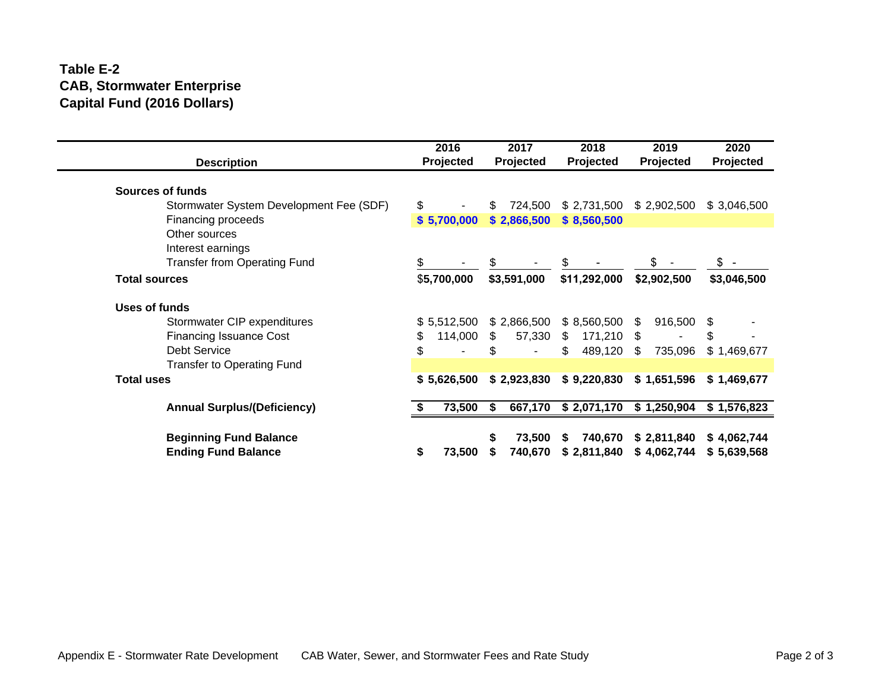**Table E-2**
**CAB, Stormwater Enterprise**
**Capital Fund (2016 Dollars)**

| Description | 2016 Projected | 2017 Projected | 2018 Projected | 2019 Projected | 2020 Projected |
|---|---|---|---|---|---|
| **Sources of funds** | | | | | |
| Stormwater System Development Fee (SDF) | $ - | $ 724,500 | $ 2,731,500 | $ 2,902,500 | $ 3,046,500 |
| Financing proceeds | **$ 5,700,000** | **$ 2,866,500** | **$ 8,560,500** | | |
| Other sources | | | | | |
| Interest earnings | | | | | |
| Transfer from Operating Fund | $ - | $ - | $ - | $ - | $ - |
| **Total sources** | **$5,700,000** | **$3,591,000** | **$11,292,000** | **$2,902,500** | **$3,046,500** |
| **Uses of funds** | | | | | |
| Stormwater CIP expenditures | $ 5,512,500 | $ 2,866,500 | $ 8,560,500 | $ 916,500 | $ - |
| Financing Issuance Cost | $ 114,000 | $ 57,330 | $ 171,210 | $ - | $ - |
| Debt Service | $ - | $ - | $ 489,120 | $ 735,096 | $ 1,469,677 |
| Transfer to Operating Fund | | | | | |
| **Total uses** | **$ 5,626,500** | **$ 2,923,830** | **$ 9,220,830** | **$ 1,651,596** | **$ 1,469,677** |
| **Annual Surplus/(Deficiency)** | **$ 73,500** | **$ 667,170** | **$ 2,071,170** | **$ 1,250,904** | **$ 1,576,823** |
| **Beginning Fund Balance** | | **$ 73,500** | **$ 740,670** | **$ 2,811,840** | **$ 4,062,744** |
| **Ending Fund Balance** | **$ 73,500** | **$ 740,670** | **$ 2,811,840** | **$ 4,062,744** | **$ 5,639,568** |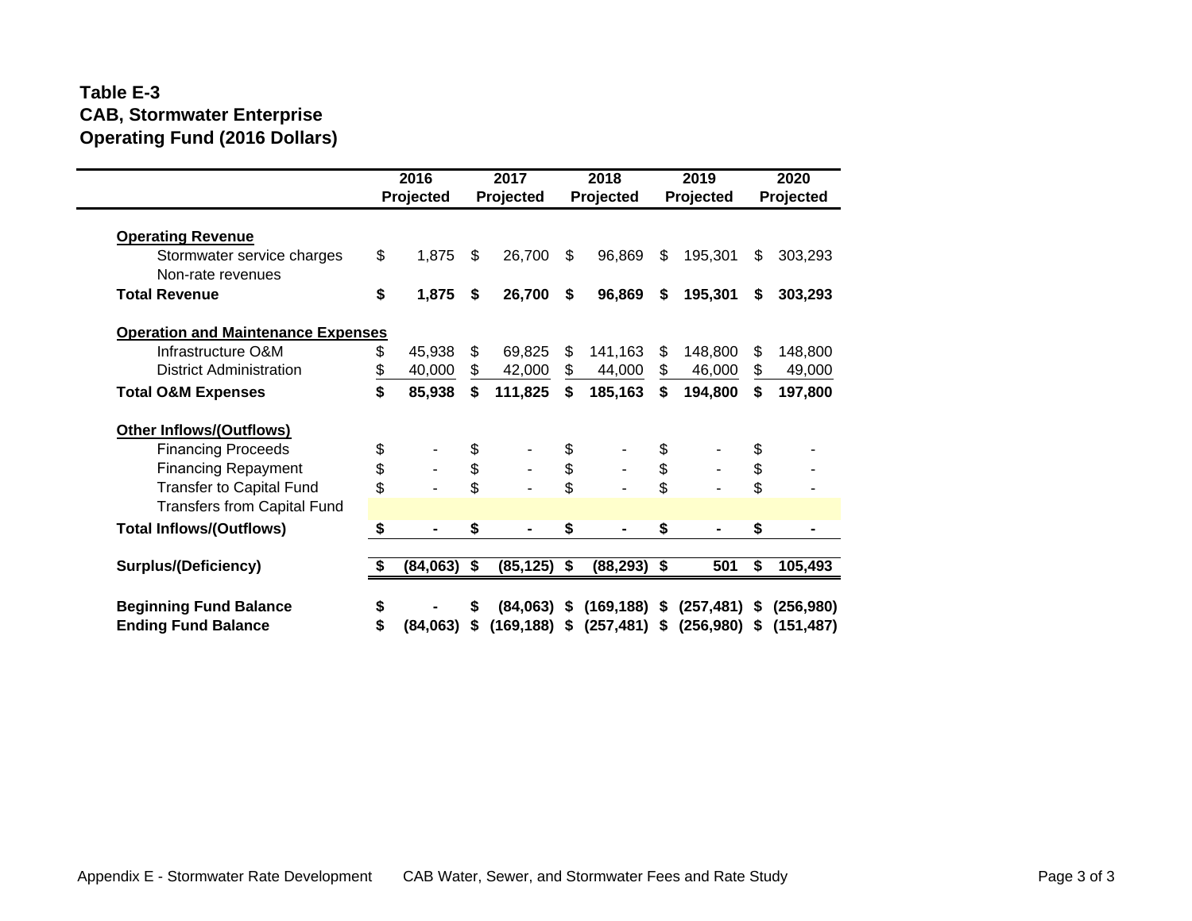**Table E-3**
**CAB, Stormwater Enterprise**
**Operating Fund (2016 Dollars)**

| | 2016 Projected | 2017 Projected | 2018 Projected | 2019 Projected | 2020 Projected |
|---|---|---|---|---|---|
| **Operating Revenue** | | | | | |
| Stormwater service charges | $ 1,875 | $ 26,700 | $ 96,869 | $ 195,301 | $ 303,293 |
| Non-rate revenues | | | | | |
| **Total Revenue** | **$ 1,875** | **$ 26,700** | **$ 96,869** | **$ 195,301** | **$ 303,293** |
| **Operation and Maintenance Expenses** | | | | | |
| Infrastructure O&M | $ 45,938 | $ 69,825 | $ 141,163 | $ 148,800 | $ 148,800 |
| District Administration | $ 40,000 | $ 42,000 | $ 44,000 | $ 46,000 | $ 49,000 |
| **Total O&M Expenses** | **$ 85,938** | **$ 111,825** | **$ 185,163** | **$ 194,800** | **$ 197,800** |
| **Other Inflows/(Outflows)** | | | | | |
| Financing Proceeds | $ - | $ - | $ - | $ - | $ - |
| Financing Repayment | $ - | $ - | $ - | $ - | $ - |
| Transfer to Capital Fund | $ - | $ - | $ - | $ - | $ - |
| Transfers from Capital Fund | | | | | |
| **Total Inflows/(Outflows)** | **$ -** | **$ -** | **$ -** | **$ -** | **$ -** |
| **Surplus/(Deficiency)** | **$ (84,063)** | **$ (85,125)** | **$ (88,293)** | **$ 501** | **$ 105,493** |
| **Beginning Fund Balance** | **$ -** | **$ (84,063)** | **$ (169,188)** | **$ (257,481)** | **$ (256,980)** |
| **Ending Fund Balance** | **$ (84,063)** | **$ (169,188)** | **$ (257,481)** | **$ (256,980)** | **$ (151,487)** |